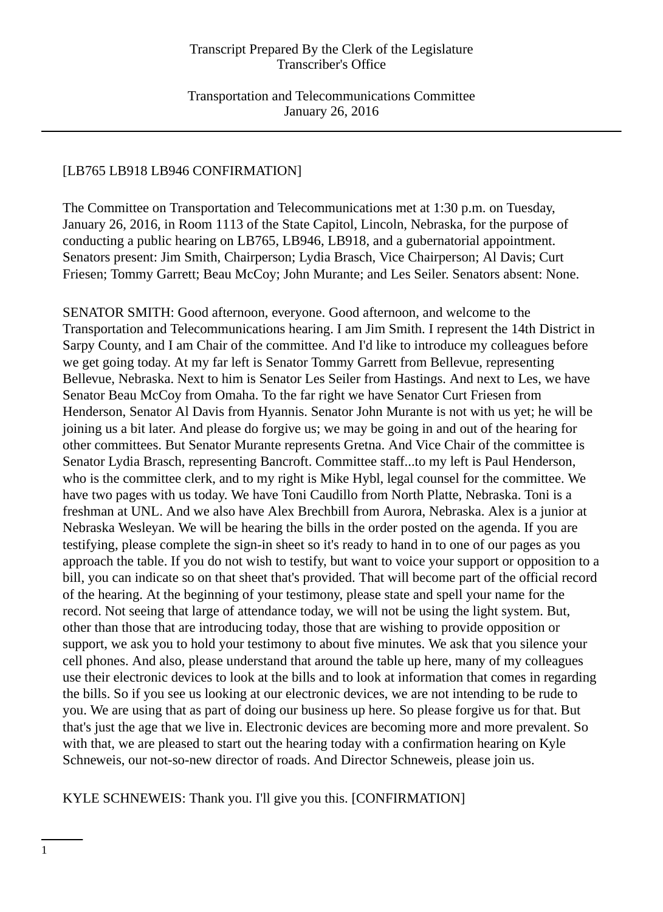[LB765 LB918 LB946 CONFIRMATION]

The Committee on Transportation and Telecommunications met at 1:30 p.m. on Tuesday, January 26, 2016, in Room 1113 of the State Capitol, Lincoln, Nebraska, for the purpose of conducting a public hearing on LB765, LB946, LB918, and a gubernatorial appointment. Senators present: Jim Smith, Chairperson; Lydia Brasch, Vice Chairperson; Al Davis; Curt Friesen; Tommy Garrett; Beau McCoy; John Murante; and Les Seiler. Senators absent: None.

SENATOR SMITH: Good afternoon, everyone. Good afternoon, and welcome to the Transportation and Telecommunications hearing. I am Jim Smith. I represent the 14th District in Sarpy County, and I am Chair of the committee. And I'd like to introduce my colleagues before we get going today. At my far left is Senator Tommy Garrett from Bellevue, representing Bellevue, Nebraska. Next to him is Senator Les Seiler from Hastings. And next to Les, we have Senator Beau McCoy from Omaha. To the far right we have Senator Curt Friesen from Henderson, Senator Al Davis from Hyannis. Senator John Murante is not with us yet; he will be joining us a bit later. And please do forgive us; we may be going in and out of the hearing for other committees. But Senator Murante represents Gretna. And Vice Chair of the committee is Senator Lydia Brasch, representing Bancroft. Committee staff...to my left is Paul Henderson, who is the committee clerk, and to my right is Mike Hybl, legal counsel for the committee. We have two pages with us today. We have Toni Caudillo from North Platte, Nebraska. Toni is a freshman at UNL. And we also have Alex Brechbill from Aurora, Nebraska. Alex is a junior at Nebraska Wesleyan. We will be hearing the bills in the order posted on the agenda. If you are testifying, please complete the sign-in sheet so it's ready to hand in to one of our pages as you approach the table. If you do not wish to testify, but want to voice your support or opposition to a bill, you can indicate so on that sheet that's provided. That will become part of the official record of the hearing. At the beginning of your testimony, please state and spell your name for the record. Not seeing that large of attendance today, we will not be using the light system. But, other than those that are introducing today, those that are wishing to provide opposition or support, we ask you to hold your testimony to about five minutes. We ask that you silence your cell phones. And also, please understand that around the table up here, many of my colleagues use their electronic devices to look at the bills and to look at information that comes in regarding the bills. So if you see us looking at our electronic devices, we are not intending to be rude to you. We are using that as part of doing our business up here. So please forgive us for that. But that's just the age that we live in. Electronic devices are becoming more and more prevalent. So with that, we are pleased to start out the hearing today with a confirmation hearing on Kyle Schneweis, our not-so-new director of roads. And Director Schneweis, please join us.

KYLE SCHNEWEIS: Thank you. I'll give you this. [CONFIRMATION]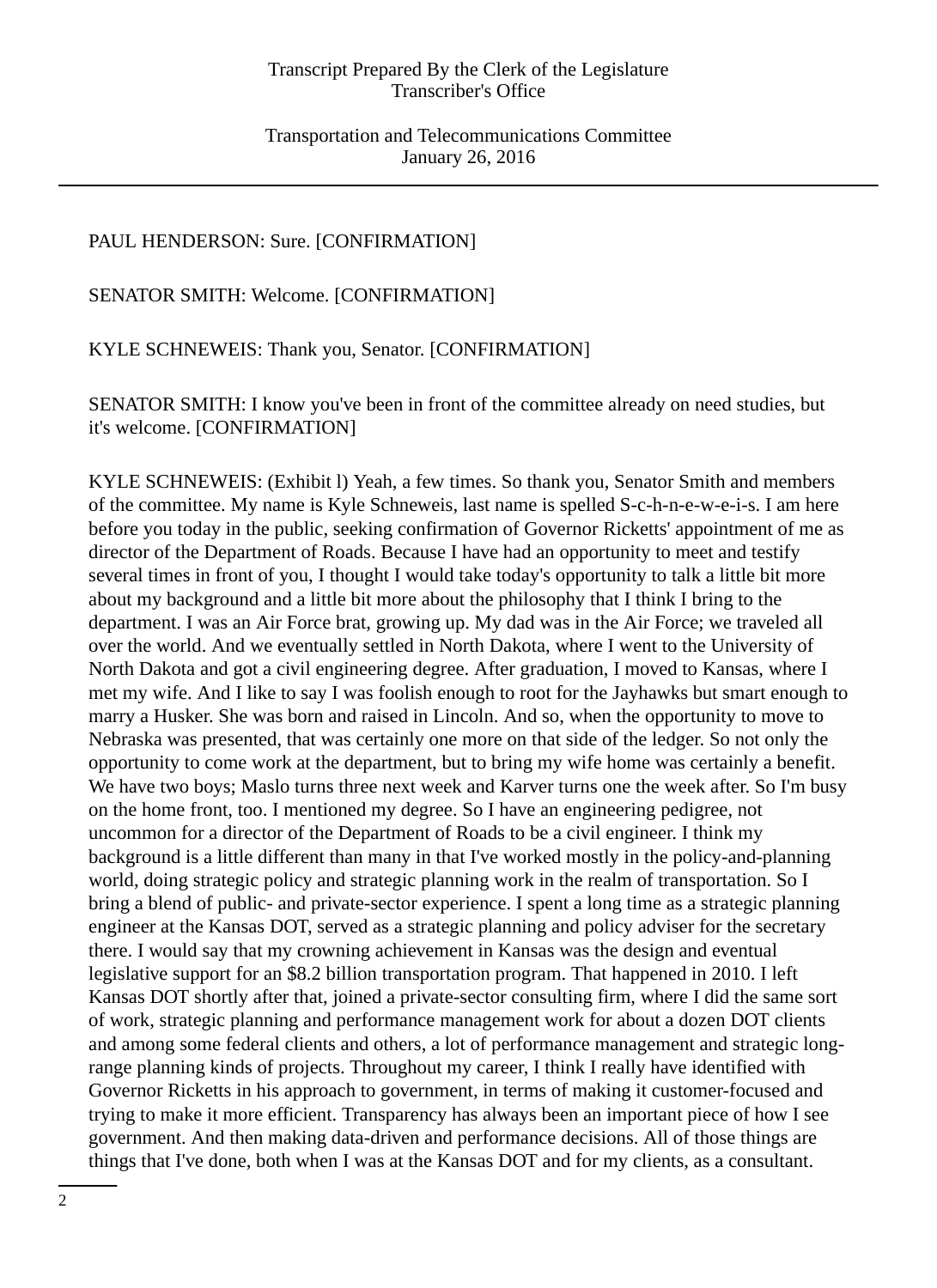PAUL HENDERSON: Sure. [CONFIRMATION]

SENATOR SMITH: Welcome. [CONFIRMATION]

KYLE SCHNEWEIS: Thank you, Senator. [CONFIRMATION]

SENATOR SMITH: I know you've been in front of the committee already on need studies, but it's welcome. [CONFIRMATION]

KYLE SCHNEWEIS: (Exhibit l) Yeah, a few times. So thank you, Senator Smith and members of the committee. My name is Kyle Schneweis, last name is spelled S-c-h-n-e-w-e-i-s. I am here before you today in the public, seeking confirmation of Governor Ricketts' appointment of me as director of the Department of Roads. Because I have had an opportunity to meet and testify several times in front of you, I thought I would take today's opportunity to talk a little bit more about my background and a little bit more about the philosophy that I think I bring to the department. I was an Air Force brat, growing up. My dad was in the Air Force; we traveled all over the world. And we eventually settled in North Dakota, where I went to the University of North Dakota and got a civil engineering degree. After graduation, I moved to Kansas, where I met my wife. And I like to say I was foolish enough to root for the Jayhawks but smart enough to marry a Husker. She was born and raised in Lincoln. And so, when the opportunity to move to Nebraska was presented, that was certainly one more on that side of the ledger. So not only the opportunity to come work at the department, but to bring my wife home was certainly a benefit. We have two boys; Maslo turns three next week and Karver turns one the week after. So I'm busy on the home front, too. I mentioned my degree. So I have an engineering pedigree, not uncommon for a director of the Department of Roads to be a civil engineer. I think my background is a little different than many in that I've worked mostly in the policy-and-planning world, doing strategic policy and strategic planning work in the realm of transportation. So I bring a blend of public- and private-sector experience. I spent a long time as a strategic planning engineer at the Kansas DOT, served as a strategic planning and policy adviser for the secretary there. I would say that my crowning achievement in Kansas was the design and eventual legislative support for an $8.2 billion transportation program. That happened in 2010. I left Kansas DOT shortly after that, joined a private-sector consulting firm, where I did the same sort of work, strategic planning and performance management work for about a dozen DOT clients and among some federal clients and others, a lot of performance management and strategic long-range planning kinds of projects. Throughout my career, I think I really have identified with Governor Ricketts in his approach to government, in terms of making it customer-focused and trying to make it more efficient. Transparency has always been an important piece of how I see government. And then making data-driven and performance decisions. All of those things are things that I've done, both when I was at the Kansas DOT and for my clients, as a consultant.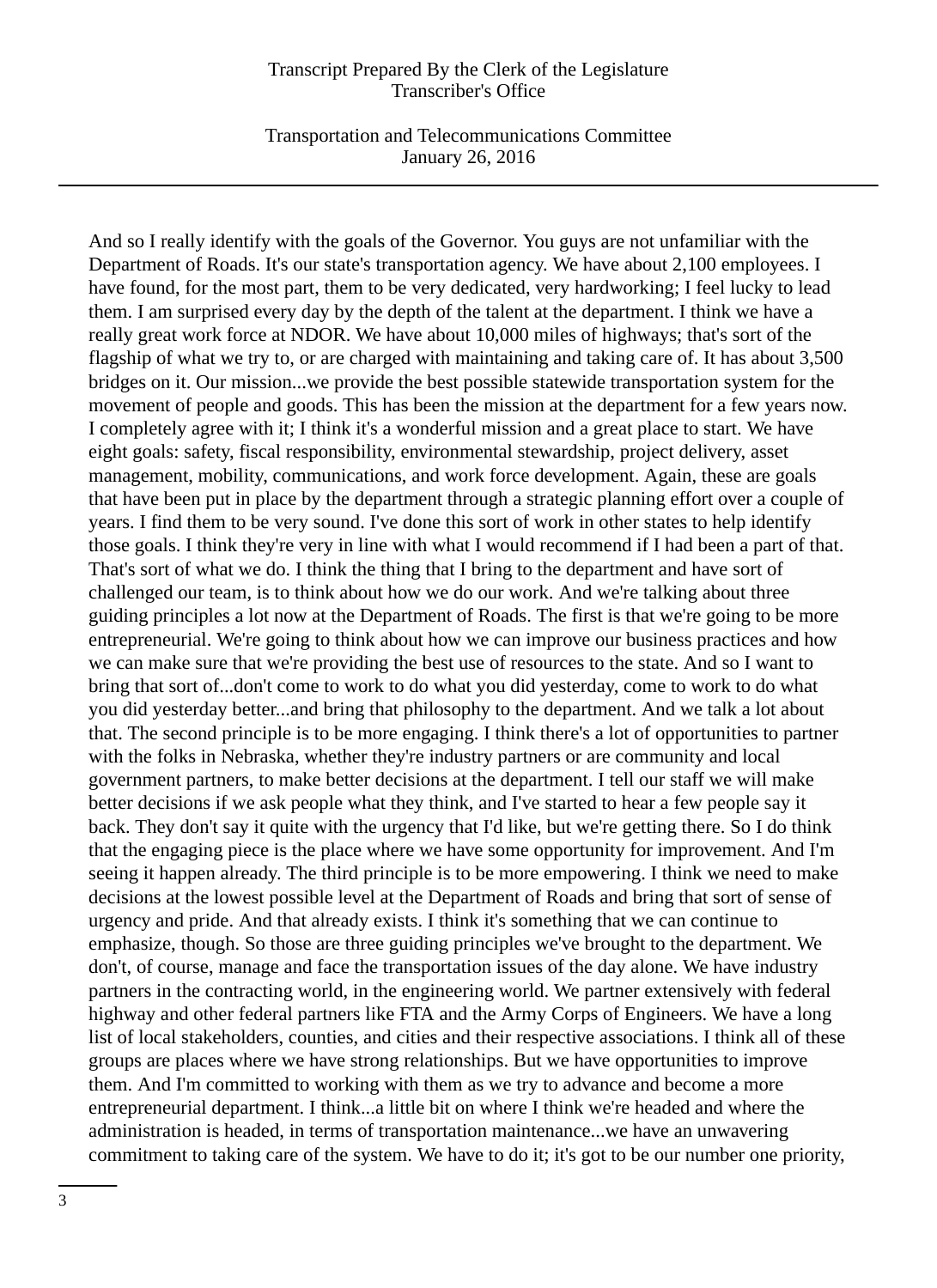And so I really identify with the goals of the Governor. You guys are not unfamiliar with the Department of Roads. It's our state's transportation agency. We have about 2,100 employees. I have found, for the most part, them to be very dedicated, very hardworking; I feel lucky to lead them. I am surprised every day by the depth of the talent at the department. I think we have a really great work force at NDOR. We have about 10,000 miles of highways; that's sort of the flagship of what we try to, or are charged with maintaining and taking care of. It has about 3,500 bridges on it. Our mission...we provide the best possible statewide transportation system for the movement of people and goods. This has been the mission at the department for a few years now. I completely agree with it; I think it's a wonderful mission and a great place to start. We have eight goals: safety, fiscal responsibility, environmental stewardship, project delivery, asset management, mobility, communications, and work force development. Again, these are goals that have been put in place by the department through a strategic planning effort over a couple of years. I find them to be very sound. I've done this sort of work in other states to help identify those goals. I think they're very in line with what I would recommend if I had been a part of that. That's sort of what we do. I think the thing that I bring to the department and have sort of challenged our team, is to think about how we do our work. And we're talking about three guiding principles a lot now at the Department of Roads. The first is that we're going to be more entrepreneurial. We're going to think about how we can improve our business practices and how we can make sure that we're providing the best use of resources to the state. And so I want to bring that sort of...don't come to work to do what you did yesterday, come to work to do what you did yesterday better...and bring that philosophy to the department. And we talk a lot about that. The second principle is to be more engaging. I think there's a lot of opportunities to partner with the folks in Nebraska, whether they're industry partners or are community and local government partners, to make better decisions at the department. I tell our staff we will make better decisions if we ask people what they think, and I've started to hear a few people say it back. They don't say it quite with the urgency that I'd like, but we're getting there. So I do think that the engaging piece is the place where we have some opportunity for improvement. And I'm seeing it happen already. The third principle is to be more empowering. I think we need to make decisions at the lowest possible level at the Department of Roads and bring that sort of sense of urgency and pride. And that already exists. I think it's something that we can continue to emphasize, though. So those are three guiding principles we've brought to the department. We don't, of course, manage and face the transportation issues of the day alone. We have industry partners in the contracting world, in the engineering world. We partner extensively with federal highway and other federal partners like FTA and the Army Corps of Engineers. We have a long list of local stakeholders, counties, and cities and their respective associations. I think all of these groups are places where we have strong relationships. But we have opportunities to improve them. And I'm committed to working with them as we try to advance and become a more entrepreneurial department. I think...a little bit on where I think we're headed and where the administration is headed, in terms of transportation maintenance...we have an unwavering commitment to taking care of the system. We have to do it; it's got to be our number one priority,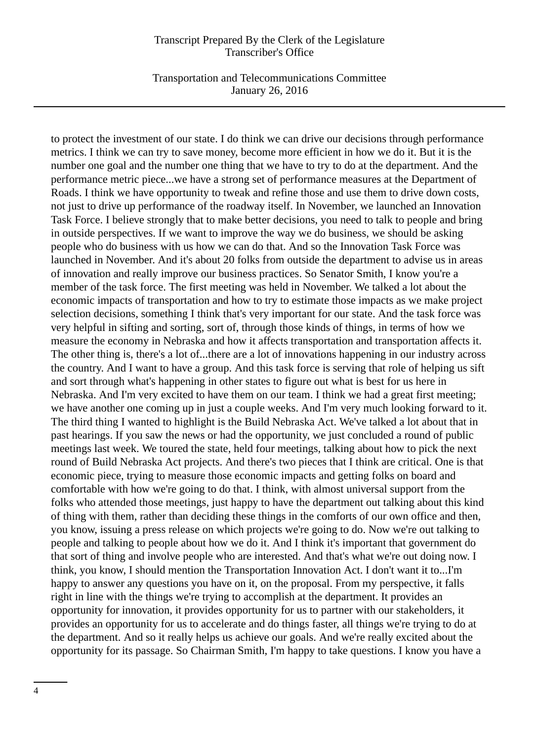to protect the investment of our state. I do think we can drive our decisions through performance metrics. I think we can try to save money, become more efficient in how we do it. But it is the number one goal and the number one thing that we have to try to do at the department. And the performance metric piece...we have a strong set of performance measures at the Department of Roads. I think we have opportunity to tweak and refine those and use them to drive down costs, not just to drive up performance of the roadway itself. In November, we launched an Innovation Task Force. I believe strongly that to make better decisions, you need to talk to people and bring in outside perspectives. If we want to improve the way we do business, we should be asking people who do business with us how we can do that. And so the Innovation Task Force was launched in November. And it's about 20 folks from outside the department to advise us in areas of innovation and really improve our business practices. So Senator Smith, I know you're a member of the task force. The first meeting was held in November. We talked a lot about the economic impacts of transportation and how to try to estimate those impacts as we make project selection decisions, something I think that's very important for our state. And the task force was very helpful in sifting and sorting, sort of, through those kinds of things, in terms of how we measure the economy in Nebraska and how it affects transportation and transportation affects it. The other thing is, there's a lot of...there are a lot of innovations happening in our industry across the country. And I want to have a group. And this task force is serving that role of helping us sift and sort through what's happening in other states to figure out what is best for us here in Nebraska. And I'm very excited to have them on our team. I think we had a great first meeting; we have another one coming up in just a couple weeks. And I'm very much looking forward to it. The third thing I wanted to highlight is the Build Nebraska Act. We've talked a lot about that in past hearings. If you saw the news or had the opportunity, we just concluded a round of public meetings last week. We toured the state, held four meetings, talking about how to pick the next round of Build Nebraska Act projects. And there's two pieces that I think are critical. One is that economic piece, trying to measure those economic impacts and getting folks on board and comfortable with how we're going to do that. I think, with almost universal support from the folks who attended those meetings, just happy to have the department out talking about this kind of thing with them, rather than deciding these things in the comforts of our own office and then, you know, issuing a press release on which projects we're going to do. Now we're out talking to people and talking to people about how we do it. And I think it's important that government do that sort of thing and involve people who are interested. And that's what we're out doing now. I think, you know, I should mention the Transportation Innovation Act. I don't want it to...I'm happy to answer any questions you have on it, on the proposal. From my perspective, it falls right in line with the things we're trying to accomplish at the department. It provides an opportunity for innovation, it provides opportunity for us to partner with our stakeholders, it provides an opportunity for us to accelerate and do things faster, all things we're trying to do at the department. And so it really helps us achieve our goals. And we're really excited about the opportunity for its passage. So Chairman Smith, I'm happy to take questions. I know you have a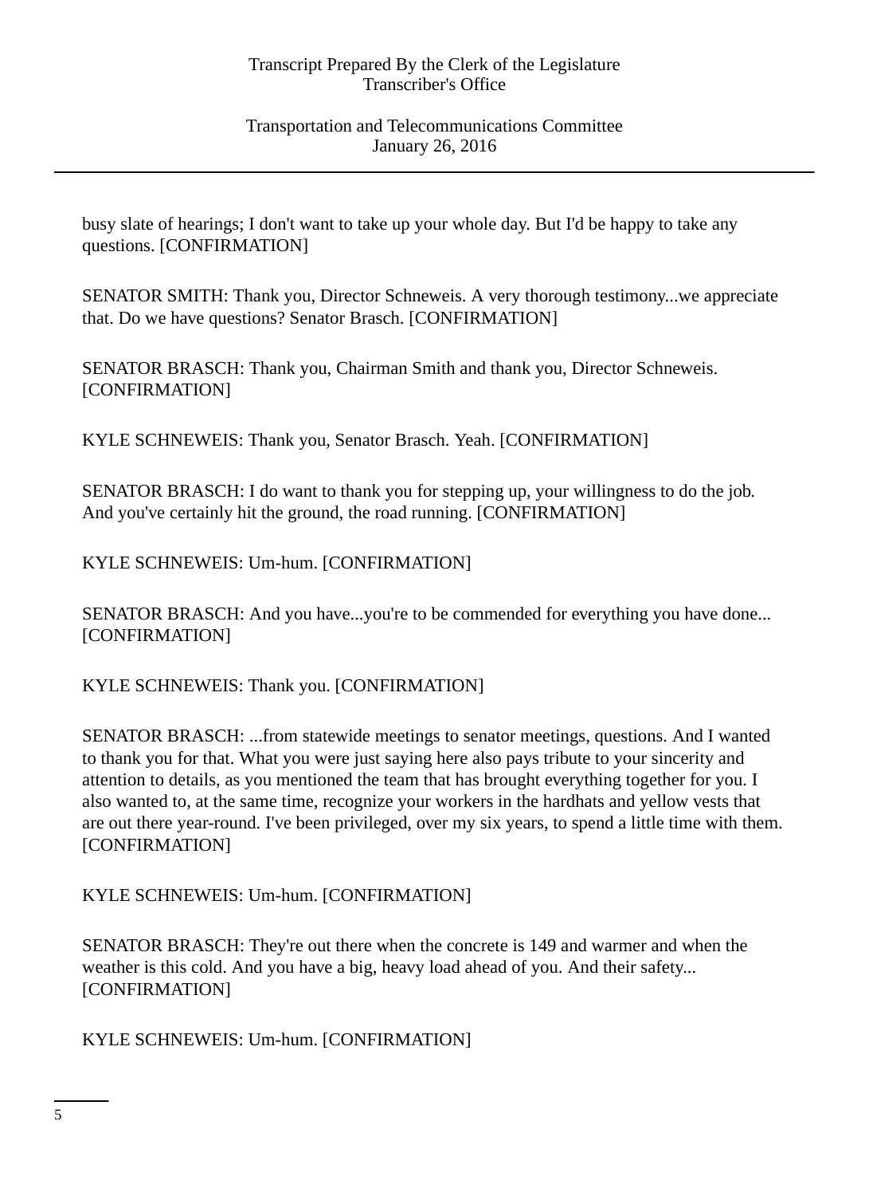busy slate of hearings; I don't want to take up your whole day. But I'd be happy to take any questions. [CONFIRMATION]

SENATOR SMITH: Thank you, Director Schneweis. A very thorough testimony...we appreciate that. Do we have questions? Senator Brasch. [CONFIRMATION]

SENATOR BRASCH: Thank you, Chairman Smith and thank you, Director Schneweis. [CONFIRMATION]

KYLE SCHNEWEIS: Thank you, Senator Brasch. Yeah. [CONFIRMATION]

SENATOR BRASCH: I do want to thank you for stepping up, your willingness to do the job. And you've certainly hit the ground, the road running. [CONFIRMATION]

KYLE SCHNEWEIS: Um-hum. [CONFIRMATION]

SENATOR BRASCH: And you have...you're to be commended for everything you have done... [CONFIRMATION]

KYLE SCHNEWEIS: Thank you. [CONFIRMATION]

SENATOR BRASCH: ...from statewide meetings to senator meetings, questions. And I wanted to thank you for that. What you were just saying here also pays tribute to your sincerity and attention to details, as you mentioned the team that has brought everything together for you. I also wanted to, at the same time, recognize your workers in the hardhats and yellow vests that are out there year-round. I've been privileged, over my six years, to spend a little time with them. [CONFIRMATION]

KYLE SCHNEWEIS: Um-hum. [CONFIRMATION]

SENATOR BRASCH: They're out there when the concrete is 149 and warmer and when the weather is this cold. And you have a big, heavy load ahead of you. And their safety... [CONFIRMATION]

KYLE SCHNEWEIS: Um-hum. [CONFIRMATION]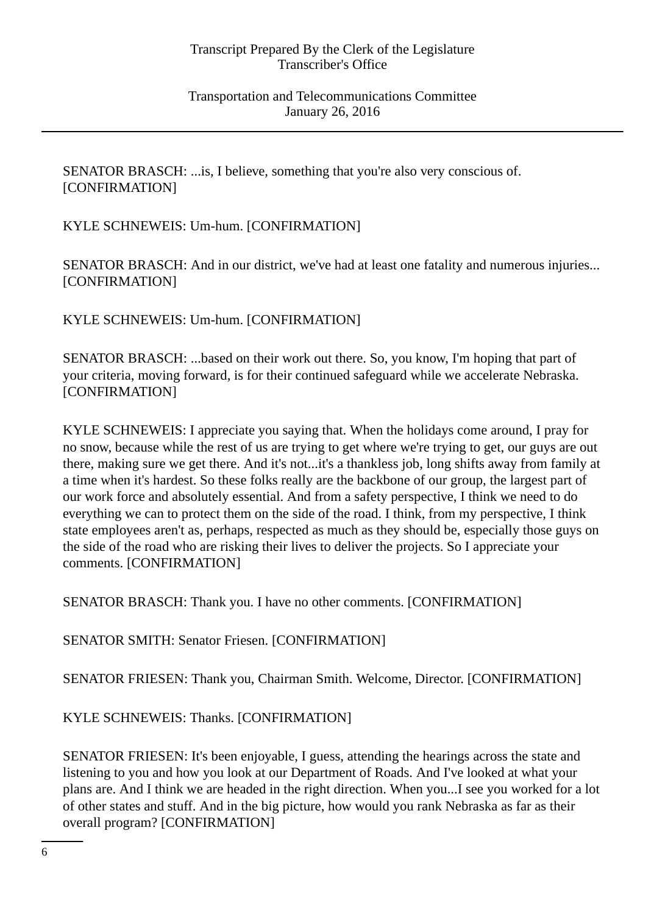SENATOR BRASCH: ...is, I believe, something that you're also very conscious of. [CONFIRMATION]

KYLE SCHNEWEIS: Um-hum. [CONFIRMATION]

SENATOR BRASCH: And in our district, we've had at least one fatality and numerous injuries... [CONFIRMATION]

KYLE SCHNEWEIS: Um-hum. [CONFIRMATION]

SENATOR BRASCH: ...based on their work out there. So, you know, I'm hoping that part of your criteria, moving forward, is for their continued safeguard while we accelerate Nebraska. [CONFIRMATION]

KYLE SCHNEWEIS: I appreciate you saying that. When the holidays come around, I pray for no snow, because while the rest of us are trying to get where we're trying to get, our guys are out there, making sure we get there. And it's not...it's a thankless job, long shifts away from family at a time when it's hardest. So these folks really are the backbone of our group, the largest part of our work force and absolutely essential. And from a safety perspective, I think we need to do everything we can to protect them on the side of the road. I think, from my perspective, I think state employees aren't as, perhaps, respected as much as they should be, especially those guys on the side of the road who are risking their lives to deliver the projects. So I appreciate your comments. [CONFIRMATION]

SENATOR BRASCH: Thank you. I have no other comments. [CONFIRMATION]

SENATOR SMITH: Senator Friesen. [CONFIRMATION]

SENATOR FRIESEN: Thank you, Chairman Smith. Welcome, Director. [CONFIRMATION]

KYLE SCHNEWEIS: Thanks. [CONFIRMATION]

SENATOR FRIESEN: It's been enjoyable, I guess, attending the hearings across the state and listening to you and how you look at our Department of Roads. And I've looked at what your plans are. And I think we are headed in the right direction. When you...I see you worked for a lot of other states and stuff. And in the big picture, how would you rank Nebraska as far as their overall program? [CONFIRMATION]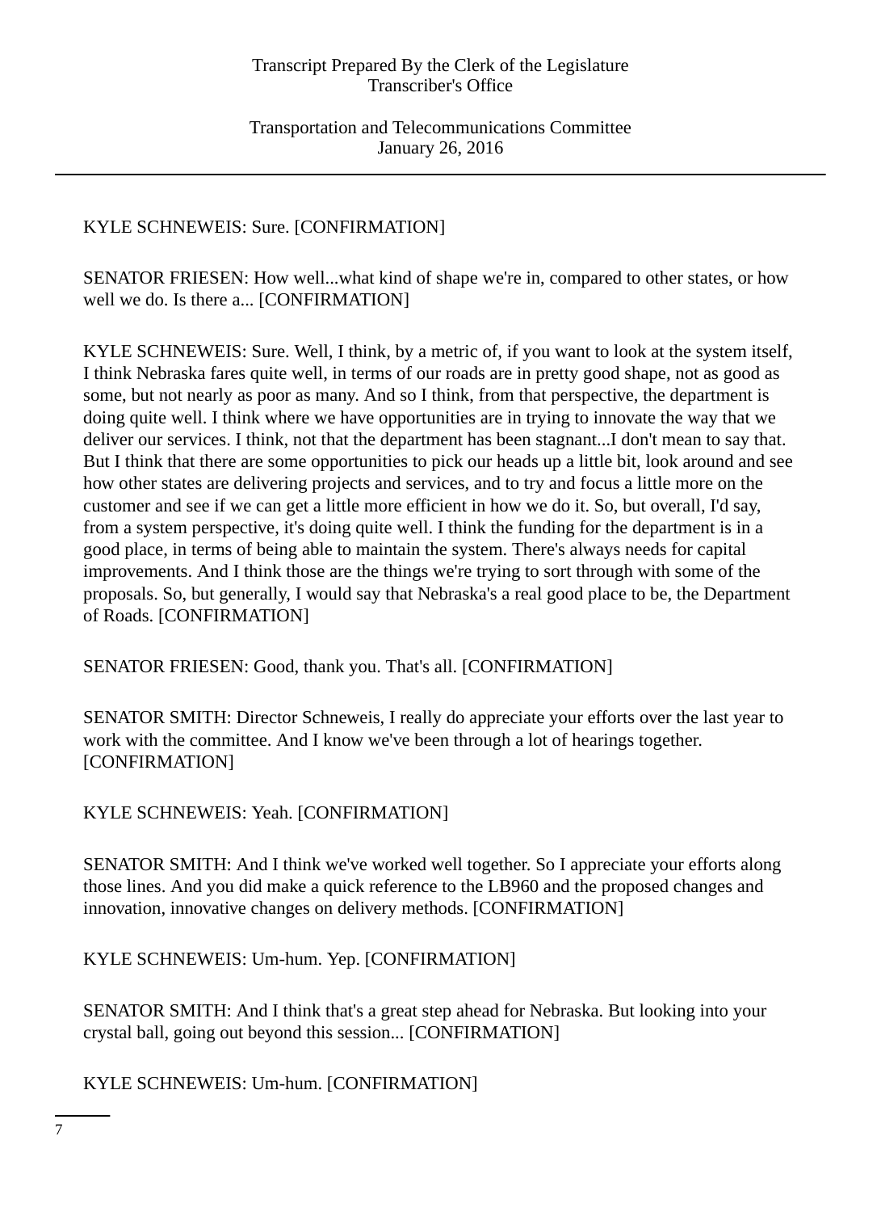KYLE SCHNEWEIS: Sure. [CONFIRMATION]

SENATOR FRIESEN: How well...what kind of shape we're in, compared to other states, or how well we do. Is there a... [CONFIRMATION]

KYLE SCHNEWEIS: Sure. Well, I think, by a metric of, if you want to look at the system itself, I think Nebraska fares quite well, in terms of our roads are in pretty good shape, not as good as some, but not nearly as poor as many. And so I think, from that perspective, the department is doing quite well. I think where we have opportunities are in trying to innovate the way that we deliver our services. I think, not that the department has been stagnant...I don't mean to say that. But I think that there are some opportunities to pick our heads up a little bit, look around and see how other states are delivering projects and services, and to try and focus a little more on the customer and see if we can get a little more efficient in how we do it. So, but overall, I'd say, from a system perspective, it's doing quite well. I think the funding for the department is in a good place, in terms of being able to maintain the system. There's always needs for capital improvements. And I think those are the things we're trying to sort through with some of the proposals. So, but generally, I would say that Nebraska's a real good place to be, the Department of Roads. [CONFIRMATION]

SENATOR FRIESEN: Good, thank you. That's all. [CONFIRMATION]

SENATOR SMITH: Director Schneweis, I really do appreciate your efforts over the last year to work with the committee. And I know we've been through a lot of hearings together. [CONFIRMATION]

KYLE SCHNEWEIS: Yeah. [CONFIRMATION]

SENATOR SMITH: And I think we've worked well together. So I appreciate your efforts along those lines. And you did make a quick reference to the LB960 and the proposed changes and innovation, innovative changes on delivery methods. [CONFIRMATION]

KYLE SCHNEWEIS: Um-hum. Yep. [CONFIRMATION]

SENATOR SMITH: And I think that's a great step ahead for Nebraska. But looking into your crystal ball, going out beyond this session... [CONFIRMATION]

KYLE SCHNEWEIS: Um-hum. [CONFIRMATION]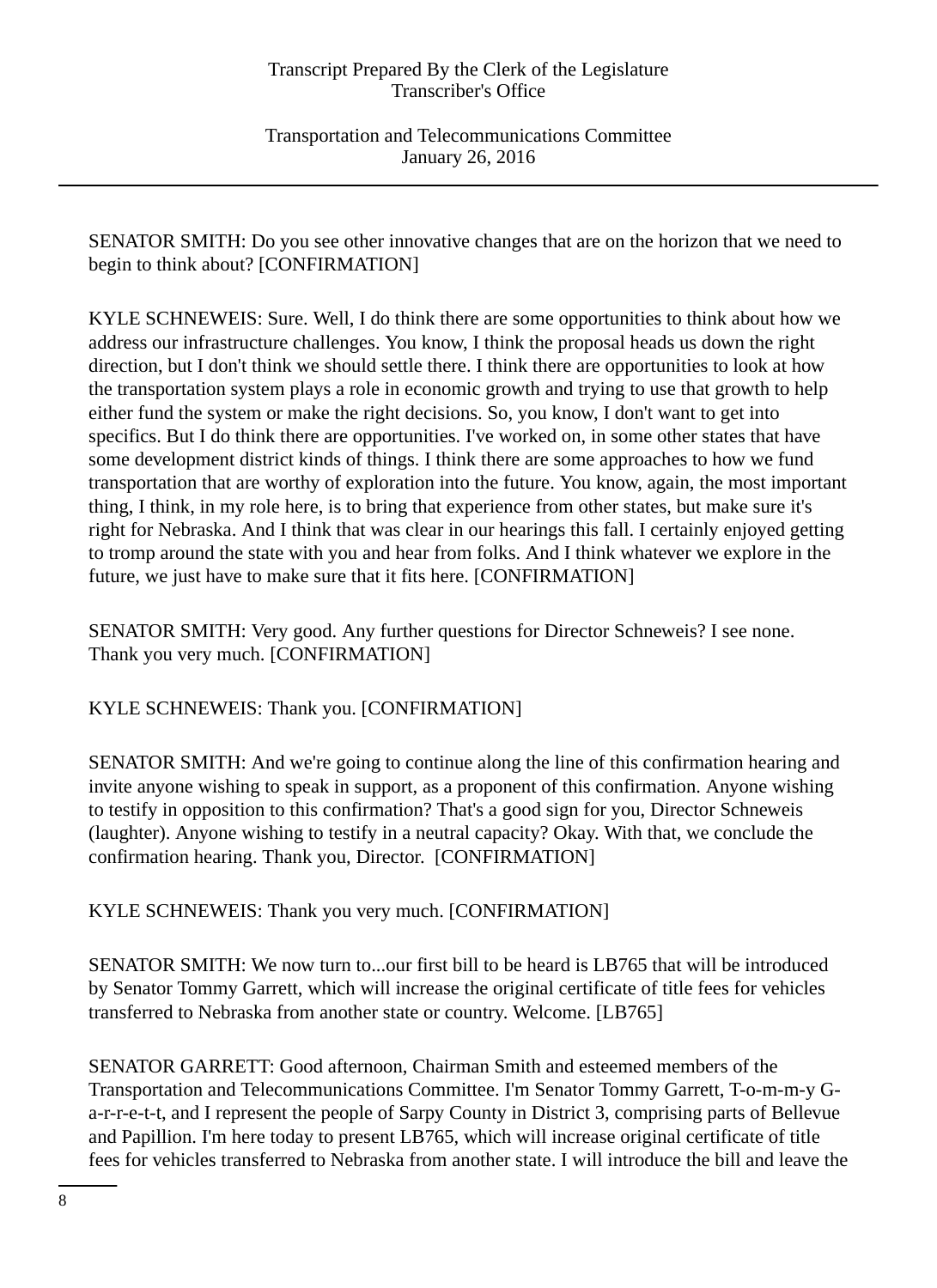SENATOR SMITH: Do you see other innovative changes that are on the horizon that we need to begin to think about? [CONFIRMATION]

KYLE SCHNEWEIS: Sure. Well, I do think there are some opportunities to think about how we address our infrastructure challenges. You know, I think the proposal heads us down the right direction, but I don't think we should settle there. I think there are opportunities to look at how the transportation system plays a role in economic growth and trying to use that growth to help either fund the system or make the right decisions. So, you know, I don't want to get into specifics. But I do think there are opportunities. I've worked on, in some other states that have some development district kinds of things. I think there are some approaches to how we fund transportation that are worthy of exploration into the future. You know, again, the most important thing, I think, in my role here, is to bring that experience from other states, but make sure it's right for Nebraska. And I think that was clear in our hearings this fall. I certainly enjoyed getting to tromp around the state with you and hear from folks. And I think whatever we explore in the future, we just have to make sure that it fits here. [CONFIRMATION]

SENATOR SMITH: Very good. Any further questions for Director Schneweis? I see none. Thank you very much. [CONFIRMATION]

KYLE SCHNEWEIS: Thank you. [CONFIRMATION]

SENATOR SMITH: And we're going to continue along the line of this confirmation hearing and invite anyone wishing to speak in support, as a proponent of this confirmation. Anyone wishing to testify in opposition to this confirmation? That's a good sign for you, Director Schneweis (laughter). Anyone wishing to testify in a neutral capacity? Okay. With that, we conclude the confirmation hearing. Thank you, Director. [CONFIRMATION]

KYLE SCHNEWEIS: Thank you very much. [CONFIRMATION]

SENATOR SMITH: We now turn to...our first bill to be heard is LB765 that will be introduced by Senator Tommy Garrett, which will increase the original certificate of title fees for vehicles transferred to Nebraska from another state or country. Welcome. [LB765]

SENATOR GARRETT: Good afternoon, Chairman Smith and esteemed members of the Transportation and Telecommunications Committee. I'm Senator Tommy Garrett, T-o-m-m-y G-a-r-r-e-t-t, and I represent the people of Sarpy County in District 3, comprising parts of Bellevue and Papillion. I'm here today to present LB765, which will increase original certificate of title fees for vehicles transferred to Nebraska from another state. I will introduce the bill and leave the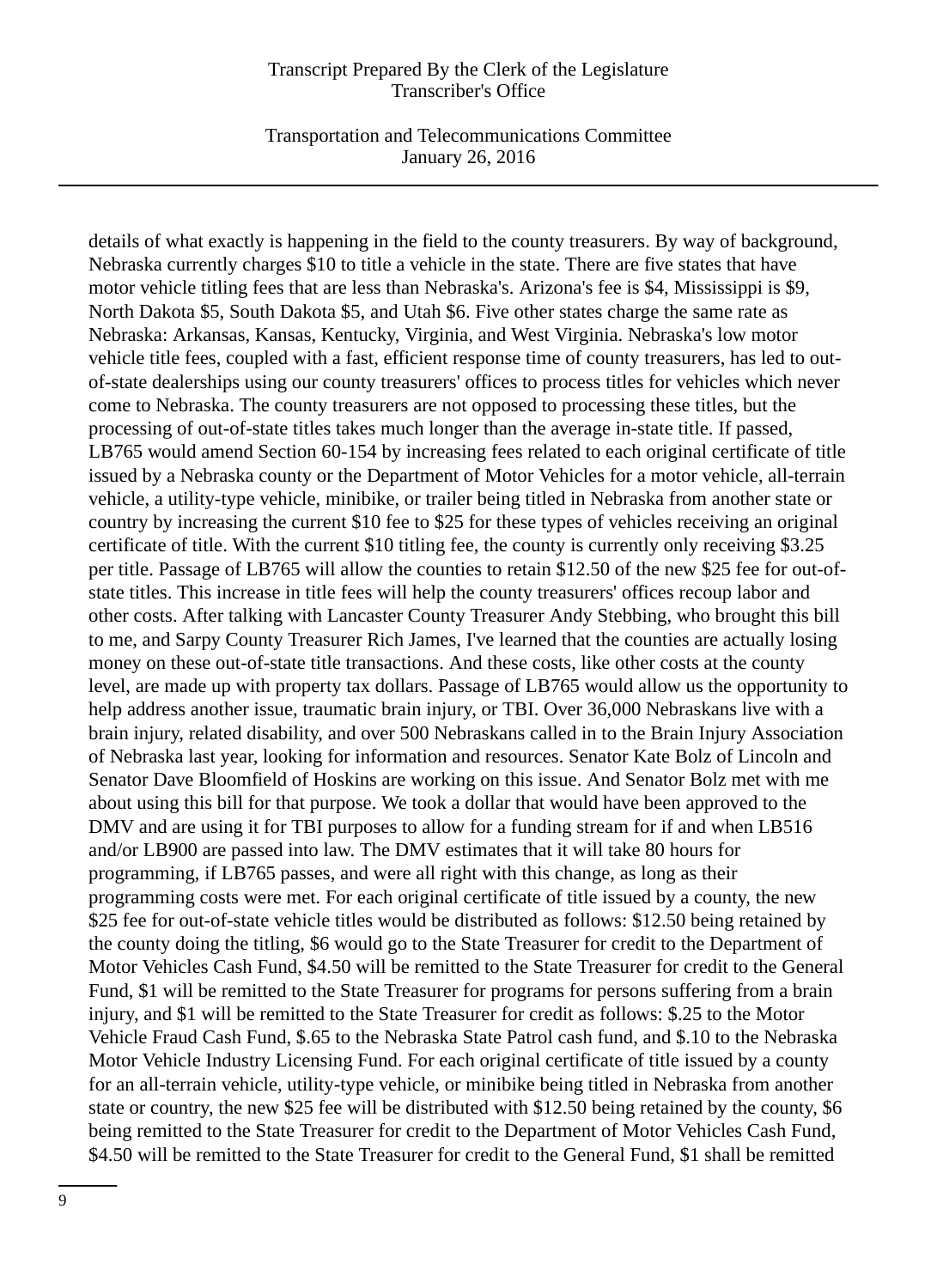details of what exactly is happening in the field to the county treasurers. By way of background, Nebraska currently charges $10 to title a vehicle in the state. There are five states that have motor vehicle titling fees that are less than Nebraska's. Arizona's fee is $4, Mississippi is $9, North Dakota $5, South Dakota $5, and Utah $6. Five other states charge the same rate as Nebraska: Arkansas, Kansas, Kentucky, Virginia, and West Virginia. Nebraska's low motor vehicle title fees, coupled with a fast, efficient response time of county treasurers, has led to out-of-state dealerships using our county treasurers' offices to process titles for vehicles which never come to Nebraska. The county treasurers are not opposed to processing these titles, but the processing of out-of-state titles takes much longer than the average in-state title. If passed, LB765 would amend Section 60-154 by increasing fees related to each original certificate of title issued by a Nebraska county or the Department of Motor Vehicles for a motor vehicle, all-terrain vehicle, a utility-type vehicle, minibike, or trailer being titled in Nebraska from another state or country by increasing the current $10 fee to $25 for these types of vehicles receiving an original certificate of title. With the current $10 titling fee, the county is currently only receiving $3.25 per title. Passage of LB765 will allow the counties to retain $12.50 of the new $25 fee for out-of-state titles. This increase in title fees will help the county treasurers' offices recoup labor and other costs. After talking with Lancaster County Treasurer Andy Stebbing, who brought this bill to me, and Sarpy County Treasurer Rich James, I've learned that the counties are actually losing money on these out-of-state title transactions. And these costs, like other costs at the county level, are made up with property tax dollars. Passage of LB765 would allow us the opportunity to help address another issue, traumatic brain injury, or TBI. Over 36,000 Nebraskans live with a brain injury, related disability, and over 500 Nebraskans called in to the Brain Injury Association of Nebraska last year, looking for information and resources. Senator Kate Bolz of Lincoln and Senator Dave Bloomfield of Hoskins are working on this issue. And Senator Bolz met with me about using this bill for that purpose. We took a dollar that would have been approved to the DMV and are using it for TBI purposes to allow for a funding stream for if and when LB516 and/or LB900 are passed into law. The DMV estimates that it will take 80 hours for programming, if LB765 passes, and were all right with this change, as long as their programming costs were met. For each original certificate of title issued by a county, the new $25 fee for out-of-state vehicle titles would be distributed as follows: $12.50 being retained by the county doing the titling, $6 would go to the State Treasurer for credit to the Department of Motor Vehicles Cash Fund, $4.50 will be remitted to the State Treasurer for credit to the General Fund, $1 will be remitted to the State Treasurer for programs for persons suffering from a brain injury, and $1 will be remitted to the State Treasurer for credit as follows: $.25 to the Motor Vehicle Fraud Cash Fund, $.65 to the Nebraska State Patrol cash fund, and $.10 to the Nebraska Motor Vehicle Industry Licensing Fund. For each original certificate of title issued by a county for an all-terrain vehicle, utility-type vehicle, or minibike being titled in Nebraska from another state or country, the new $25 fee will be distributed with $12.50 being retained by the county, $6 being remitted to the State Treasurer for credit to the Department of Motor Vehicles Cash Fund, $4.50 will be remitted to the State Treasurer for credit to the General Fund, $1 shall be remitted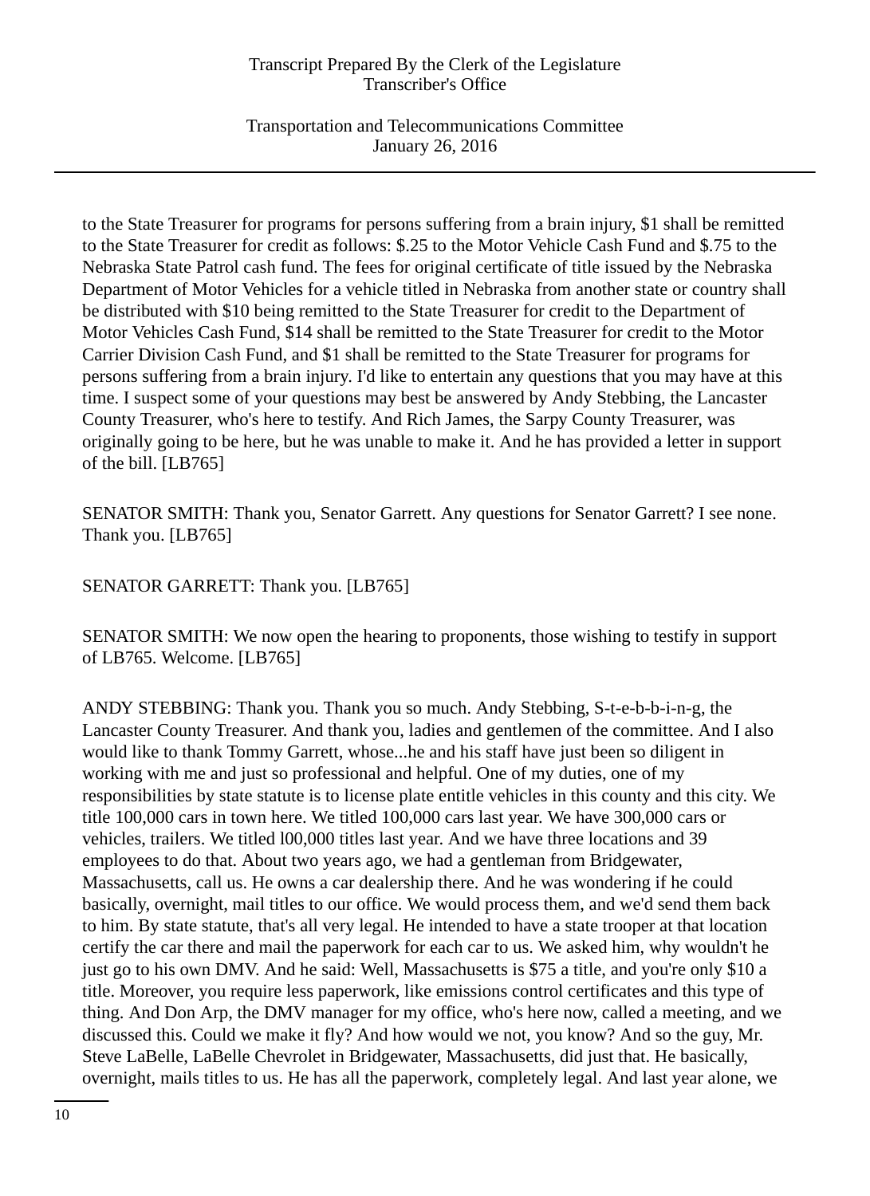to the State Treasurer for programs for persons suffering from a brain injury, $1 shall be remitted to the State Treasurer for credit as follows: $.25 to the Motor Vehicle Cash Fund and $.75 to the Nebraska State Patrol cash fund. The fees for original certificate of title issued by the Nebraska Department of Motor Vehicles for a vehicle titled in Nebraska from another state or country shall be distributed with $10 being remitted to the State Treasurer for credit to the Department of Motor Vehicles Cash Fund, $14 shall be remitted to the State Treasurer for credit to the Motor Carrier Division Cash Fund, and $1 shall be remitted to the State Treasurer for programs for persons suffering from a brain injury. I'd like to entertain any questions that you may have at this time. I suspect some of your questions may best be answered by Andy Stebbing, the Lancaster County Treasurer, who's here to testify. And Rich James, the Sarpy County Treasurer, was originally going to be here, but he was unable to make it. And he has provided a letter in support of the bill. [LB765]

SENATOR SMITH: Thank you, Senator Garrett. Any questions for Senator Garrett? I see none. Thank you. [LB765]

SENATOR GARRETT: Thank you. [LB765]

SENATOR SMITH: We now open the hearing to proponents, those wishing to testify in support of LB765. Welcome. [LB765]

ANDY STEBBING: Thank you. Thank you so much. Andy Stebbing, S-t-e-b-b-i-n-g, the Lancaster County Treasurer. And thank you, ladies and gentlemen of the committee. And I also would like to thank Tommy Garrett, whose...he and his staff have just been so diligent in working with me and just so professional and helpful. One of my duties, one of my responsibilities by state statute is to license plate entitle vehicles in this county and this city. We title 100,000 cars in town here. We titled 100,000 cars last year. We have 300,000 cars or vehicles, trailers. We titled l00,000 titles last year. And we have three locations and 39 employees to do that. About two years ago, we had a gentleman from Bridgewater, Massachusetts, call us. He owns a car dealership there. And he was wondering if he could basically, overnight, mail titles to our office. We would process them, and we'd send them back to him. By state statute, that's all very legal. He intended to have a state trooper at that location certify the car there and mail the paperwork for each car to us. We asked him, why wouldn't he just go to his own DMV. And he said: Well, Massachusetts is $75 a title, and you're only $10 a title. Moreover, you require less paperwork, like emissions control certificates and this type of thing. And Don Arp, the DMV manager for my office, who's here now, called a meeting, and we discussed this. Could we make it fly? And how would we not, you know? And so the guy, Mr. Steve LaBelle, LaBelle Chevrolet in Bridgewater, Massachusetts, did just that. He basically, overnight, mails titles to us. He has all the paperwork, completely legal. And last year alone, we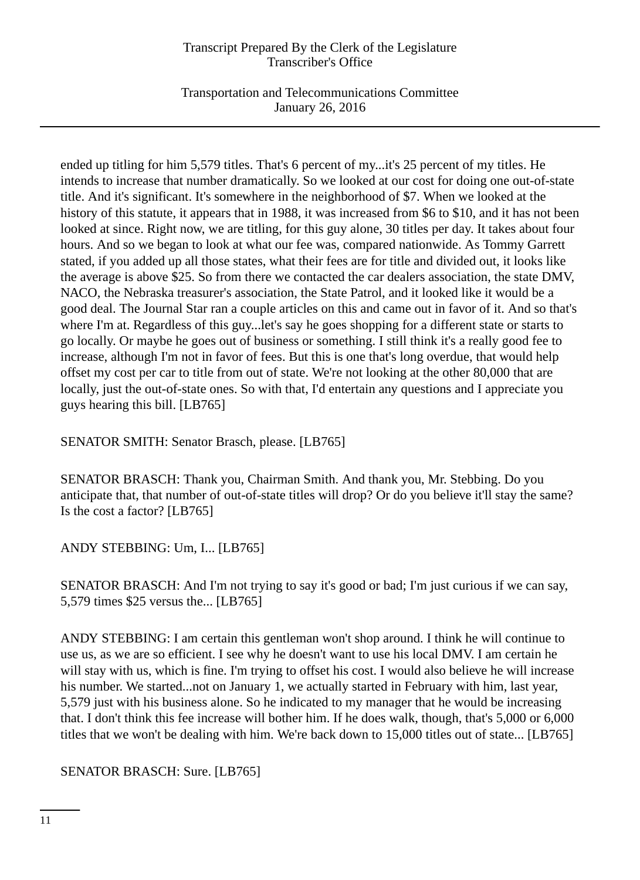ended up titling for him 5,579 titles. That's 6 percent of my...it's 25 percent of my titles. He intends to increase that number dramatically. So we looked at our cost for doing one out-of-state title. And it's significant. It's somewhere in the neighborhood of $7. When we looked at the history of this statute, it appears that in 1988, it was increased from $6 to $10, and it has not been looked at since. Right now, we are titling, for this guy alone, 30 titles per day. It takes about four hours. And so we began to look at what our fee was, compared nationwide. As Tommy Garrett stated, if you added up all those states, what their fees are for title and divided out, it looks like the average is above $25. So from there we contacted the car dealers association, the state DMV, NACO, the Nebraska treasurer's association, the State Patrol, and it looked like it would be a good deal. The Journal Star ran a couple articles on this and came out in favor of it. And so that's where I'm at. Regardless of this guy...let's say he goes shopping for a different state or starts to go locally. Or maybe he goes out of business or something. I still think it's a really good fee to increase, although I'm not in favor of fees. But this is one that's long overdue, that would help offset my cost per car to title from out of state. We're not looking at the other 80,000 that are locally, just the out-of-state ones. So with that, I'd entertain any questions and I appreciate you guys hearing this bill. [LB765]

SENATOR SMITH: Senator Brasch, please. [LB765]

SENATOR BRASCH: Thank you, Chairman Smith. And thank you, Mr. Stebbing. Do you anticipate that, that number of out-of-state titles will drop? Or do you believe it'll stay the same? Is the cost a factor? [LB765]

ANDY STEBBING: Um, I... [LB765]

SENATOR BRASCH: And I'm not trying to say it's good or bad; I'm just curious if we can say, 5,579 times $25 versus the... [LB765]

ANDY STEBBING: I am certain this gentleman won't shop around. I think he will continue to use us, as we are so efficient. I see why he doesn't want to use his local DMV. I am certain he will stay with us, which is fine. I'm trying to offset his cost. I would also believe he will increase his number. We started...not on January 1, we actually started in February with him, last year, 5,579 just with his business alone. So he indicated to my manager that he would be increasing that. I don't think this fee increase will bother him. If he does walk, though, that's 5,000 or 6,000 titles that we won't be dealing with him. We're back down to 15,000 titles out of state... [LB765]

SENATOR BRASCH: Sure. [LB765]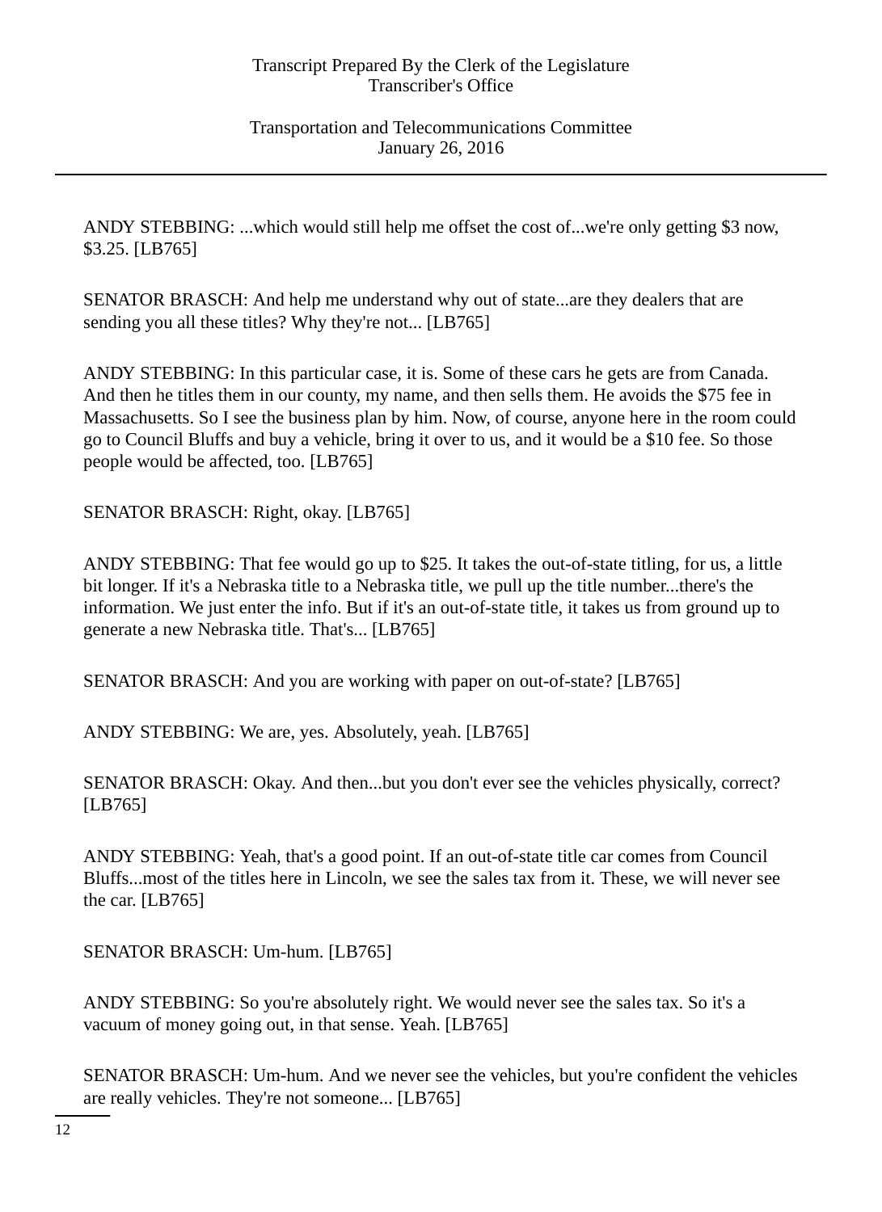ANDY STEBBING: ...which would still help me offset the cost of...we're only getting $3 now, $3.25. [LB765]

SENATOR BRASCH: And help me understand why out of state...are they dealers that are sending you all these titles? Why they're not... [LB765]

ANDY STEBBING: In this particular case, it is. Some of these cars he gets are from Canada. And then he titles them in our county, my name, and then sells them. He avoids the $75 fee in Massachusetts. So I see the business plan by him. Now, of course, anyone here in the room could go to Council Bluffs and buy a vehicle, bring it over to us, and it would be a $10 fee. So those people would be affected, too. [LB765]

SENATOR BRASCH: Right, okay. [LB765]

ANDY STEBBING: That fee would go up to $25. It takes the out-of-state titling, for us, a little bit longer. If it's a Nebraska title to a Nebraska title, we pull up the title number...there's the information. We just enter the info. But if it's an out-of-state title, it takes us from ground up to generate a new Nebraska title. That's... [LB765]

SENATOR BRASCH: And you are working with paper on out-of-state? [LB765]

ANDY STEBBING: We are, yes. Absolutely, yeah. [LB765]

SENATOR BRASCH: Okay. And then...but you don't ever see the vehicles physically, correct? [LB765]

ANDY STEBBING: Yeah, that's a good point. If an out-of-state title car comes from Council Bluffs...most of the titles here in Lincoln, we see the sales tax from it. These, we will never see the car. [LB765]

SENATOR BRASCH: Um-hum. [LB765]

ANDY STEBBING: So you're absolutely right. We would never see the sales tax. So it's a vacuum of money going out, in that sense. Yeah. [LB765]

SENATOR BRASCH: Um-hum. And we never see the vehicles, but you're confident the vehicles are really vehicles. They're not someone... [LB765]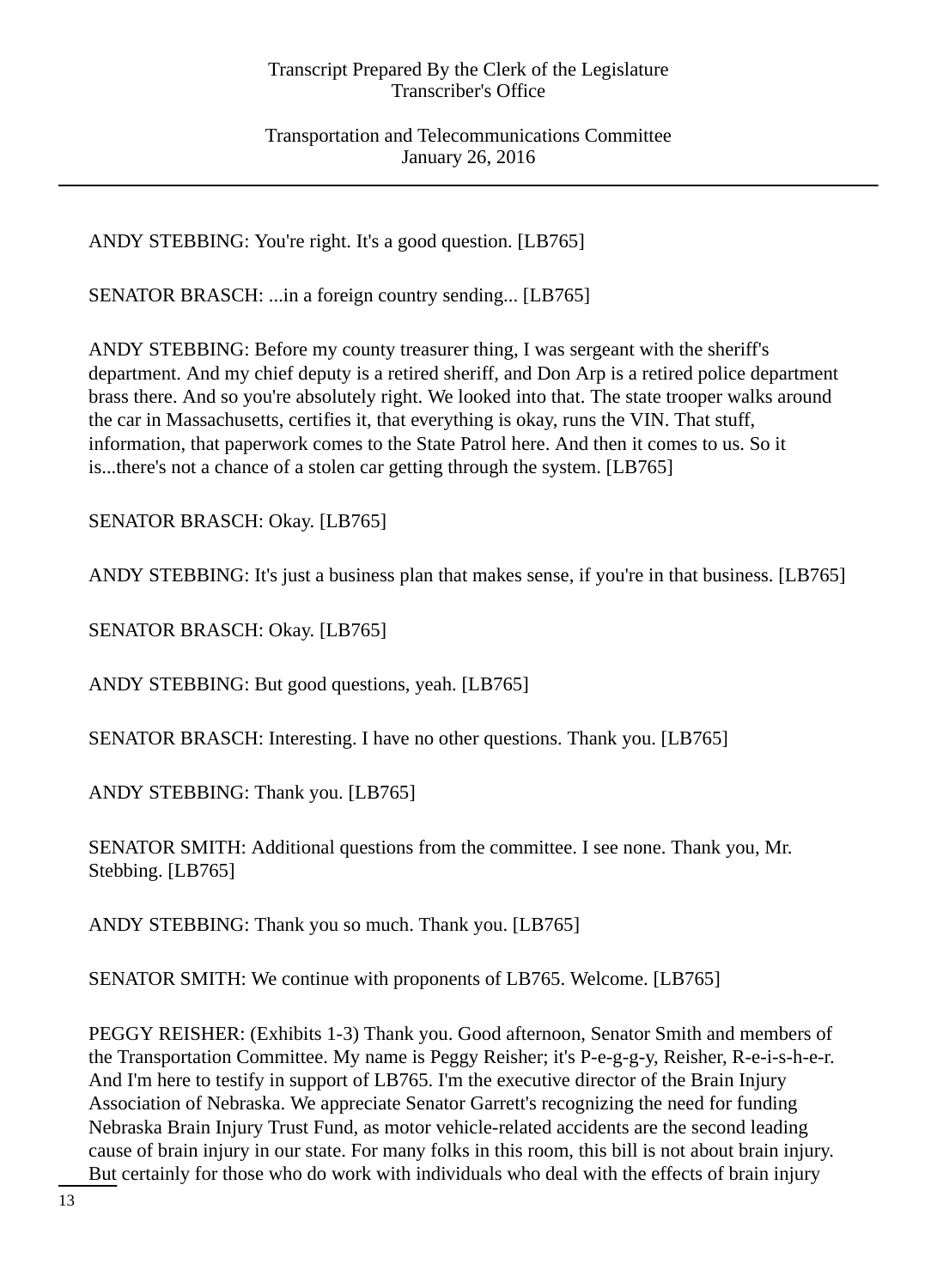ANDY STEBBING: You're right. It's a good question. [LB765]

SENATOR BRASCH: ...in a foreign country sending... [LB765]

ANDY STEBBING: Before my county treasurer thing, I was sergeant with the sheriff's department. And my chief deputy is a retired sheriff, and Don Arp is a retired police department brass there. And so you're absolutely right. We looked into that. The state trooper walks around the car in Massachusetts, certifies it, that everything is okay, runs the VIN. That stuff, information, that paperwork comes to the State Patrol here. And then it comes to us. So it is...there's not a chance of a stolen car getting through the system. [LB765]

SENATOR BRASCH: Okay. [LB765]

ANDY STEBBING: It's just a business plan that makes sense, if you're in that business. [LB765]

SENATOR BRASCH: Okay. [LB765]

ANDY STEBBING: But good questions, yeah. [LB765]

SENATOR BRASCH: Interesting. I have no other questions. Thank you. [LB765]

ANDY STEBBING: Thank you. [LB765]

SENATOR SMITH: Additional questions from the committee. I see none. Thank you, Mr. Stebbing. [LB765]

ANDY STEBBING: Thank you so much. Thank you. [LB765]

SENATOR SMITH: We continue with proponents of LB765. Welcome. [LB765]

PEGGY REISHER: (Exhibits 1-3) Thank you. Good afternoon, Senator Smith and members of the Transportation Committee. My name is Peggy Reisher; it's P-e-g-g-y, Reisher, R-e-i-s-h-e-r. And I'm here to testify in support of LB765. I'm the executive director of the Brain Injury Association of Nebraska. We appreciate Senator Garrett's recognizing the need for funding Nebraska Brain Injury Trust Fund, as motor vehicle-related accidents are the second leading cause of brain injury in our state. For many folks in this room, this bill is not about brain injury. But certainly for those who do work with individuals who deal with the effects of brain injury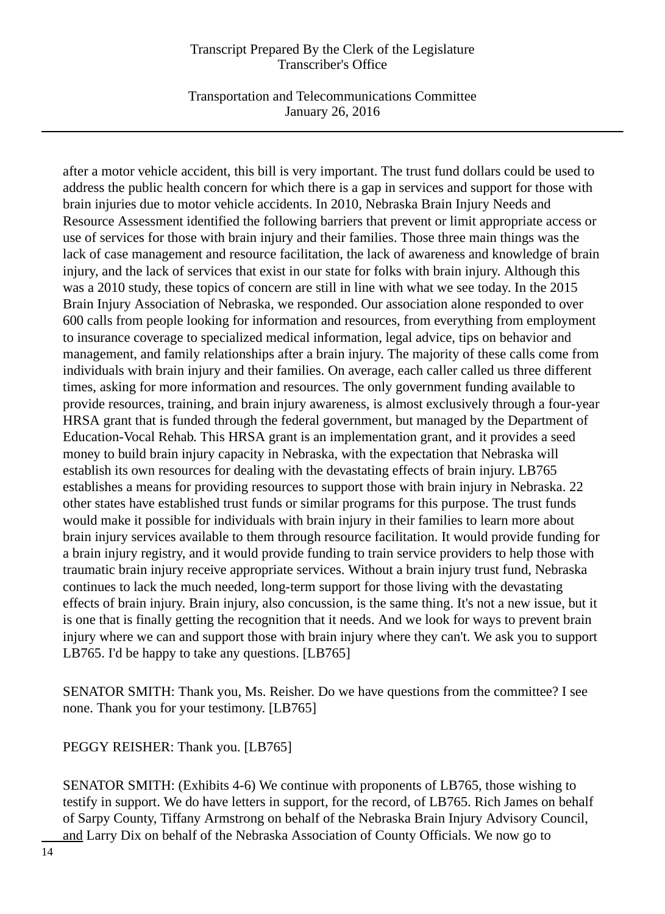after a motor vehicle accident, this bill is very important. The trust fund dollars could be used to address the public health concern for which there is a gap in services and support for those with brain injuries due to motor vehicle accidents. In 2010, Nebraska Brain Injury Needs and Resource Assessment identified the following barriers that prevent or limit appropriate access or use of services for those with brain injury and their families. Those three main things was the lack of case management and resource facilitation, the lack of awareness and knowledge of brain injury, and the lack of services that exist in our state for folks with brain injury. Although this was a 2010 study, these topics of concern are still in line with what we see today. In the 2015 Brain Injury Association of Nebraska, we responded. Our association alone responded to over 600 calls from people looking for information and resources, from everything from employment to insurance coverage to specialized medical information, legal advice, tips on behavior and management, and family relationships after a brain injury. The majority of these calls come from individuals with brain injury and their families. On average, each caller called us three different times, asking for more information and resources. The only government funding available to provide resources, training, and brain injury awareness, is almost exclusively through a four-year HRSA grant that is funded through the federal government, but managed by the Department of Education-Vocal Rehab. This HRSA grant is an implementation grant, and it provides a seed money to build brain injury capacity in Nebraska, with the expectation that Nebraska will establish its own resources for dealing with the devastating effects of brain injury. LB765 establishes a means for providing resources to support those with brain injury in Nebraska. 22 other states have established trust funds or similar programs for this purpose. The trust funds would make it possible for individuals with brain injury in their families to learn more about brain injury services available to them through resource facilitation. It would provide funding for a brain injury registry, and it would provide funding to train service providers to help those with traumatic brain injury receive appropriate services. Without a brain injury trust fund, Nebraska continues to lack the much needed, long-term support for those living with the devastating effects of brain injury. Brain injury, also concussion, is the same thing. It's not a new issue, but it is one that is finally getting the recognition that it needs. And we look for ways to prevent brain injury where we can and support those with brain injury where they can't. We ask you to support LB765. I'd be happy to take any questions. [LB765]

SENATOR SMITH: Thank you, Ms. Reisher. Do we have questions from the committee? I see none. Thank you for your testimony. [LB765]

PEGGY REISHER: Thank you. [LB765]

SENATOR SMITH: (Exhibits 4-6) We continue with proponents of LB765, those wishing to testify in support. We do have letters in support, for the record, of LB765. Rich James on behalf of Sarpy County, Tiffany Armstrong on behalf of the Nebraska Brain Injury Advisory Council, and Larry Dix on behalf of the Nebraska Association of County Officials. We now go to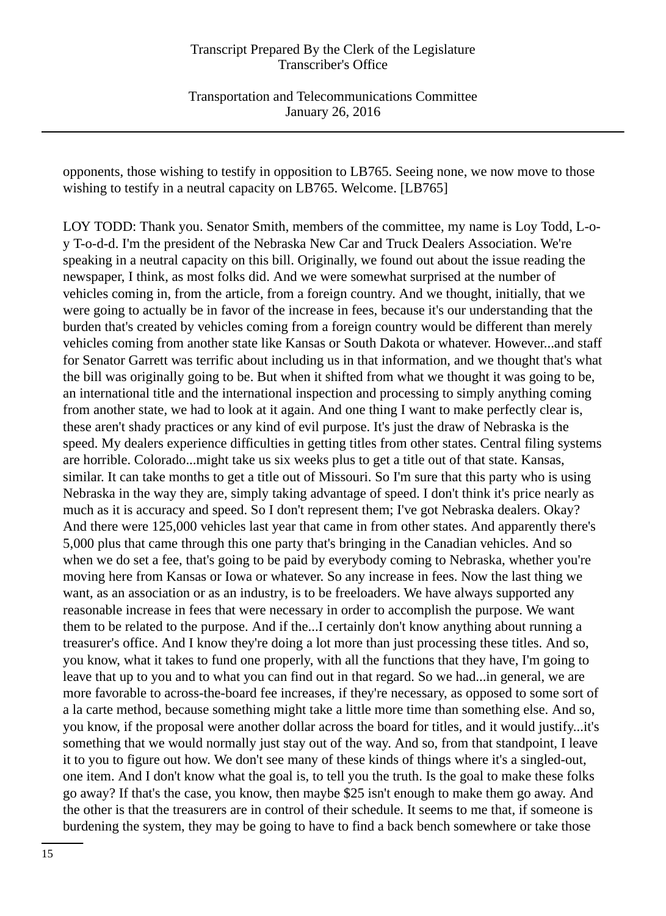opponents, those wishing to testify in opposition to LB765. Seeing none, we now move to those wishing to testify in a neutral capacity on LB765. Welcome. [LB765]

LOY TODD: Thank you. Senator Smith, members of the committee, my name is Loy Todd, L-o-y T-o-d-d. I'm the president of the Nebraska New Car and Truck Dealers Association. We're speaking in a neutral capacity on this bill. Originally, we found out about the issue reading the newspaper, I think, as most folks did. And we were somewhat surprised at the number of vehicles coming in, from the article, from a foreign country. And we thought, initially, that we were going to actually be in favor of the increase in fees, because it's our understanding that the burden that's created by vehicles coming from a foreign country would be different than merely vehicles coming from another state like Kansas or South Dakota or whatever. However...and staff for Senator Garrett was terrific about including us in that information, and we thought that's what the bill was originally going to be. But when it shifted from what we thought it was going to be, an international title and the international inspection and processing to simply anything coming from another state, we had to look at it again. And one thing I want to make perfectly clear is, these aren't shady practices or any kind of evil purpose. It's just the draw of Nebraska is the speed. My dealers experience difficulties in getting titles from other states. Central filing systems are horrible. Colorado...might take us six weeks plus to get a title out of that state. Kansas, similar. It can take months to get a title out of Missouri. So I'm sure that this party who is using Nebraska in the way they are, simply taking advantage of speed. I don't think it's price nearly as much as it is accuracy and speed. So I don't represent them; I've got Nebraska dealers. Okay? And there were 125,000 vehicles last year that came in from other states. And apparently there's 5,000 plus that came through this one party that's bringing in the Canadian vehicles. And so when we do set a fee, that's going to be paid by everybody coming to Nebraska, whether you're moving here from Kansas or Iowa or whatever. So any increase in fees. Now the last thing we want, as an association or as an industry, is to be freeloaders. We have always supported any reasonable increase in fees that were necessary in order to accomplish the purpose. We want them to be related to the purpose. And if the...I certainly don't know anything about running a treasurer's office. And I know they're doing a lot more than just processing these titles. And so, you know, what it takes to fund one properly, with all the functions that they have, I'm going to leave that up to you and to what you can find out in that regard. So we had...in general, we are more favorable to across-the-board fee increases, if they're necessary, as opposed to some sort of a la carte method, because something might take a little more time than something else. And so, you know, if the proposal were another dollar across the board for titles, and it would justify...it's something that we would normally just stay out of the way. And so, from that standpoint, I leave it to you to figure out how. We don't see many of these kinds of things where it's a singled-out, one item. And I don't know what the goal is, to tell you the truth. Is the goal to make these folks go away? If that's the case, you know, then maybe $25 isn't enough to make them go away. And the other is that the treasurers are in control of their schedule. It seems to me that, if someone is burdening the system, they may be going to have to find a back bench somewhere or take those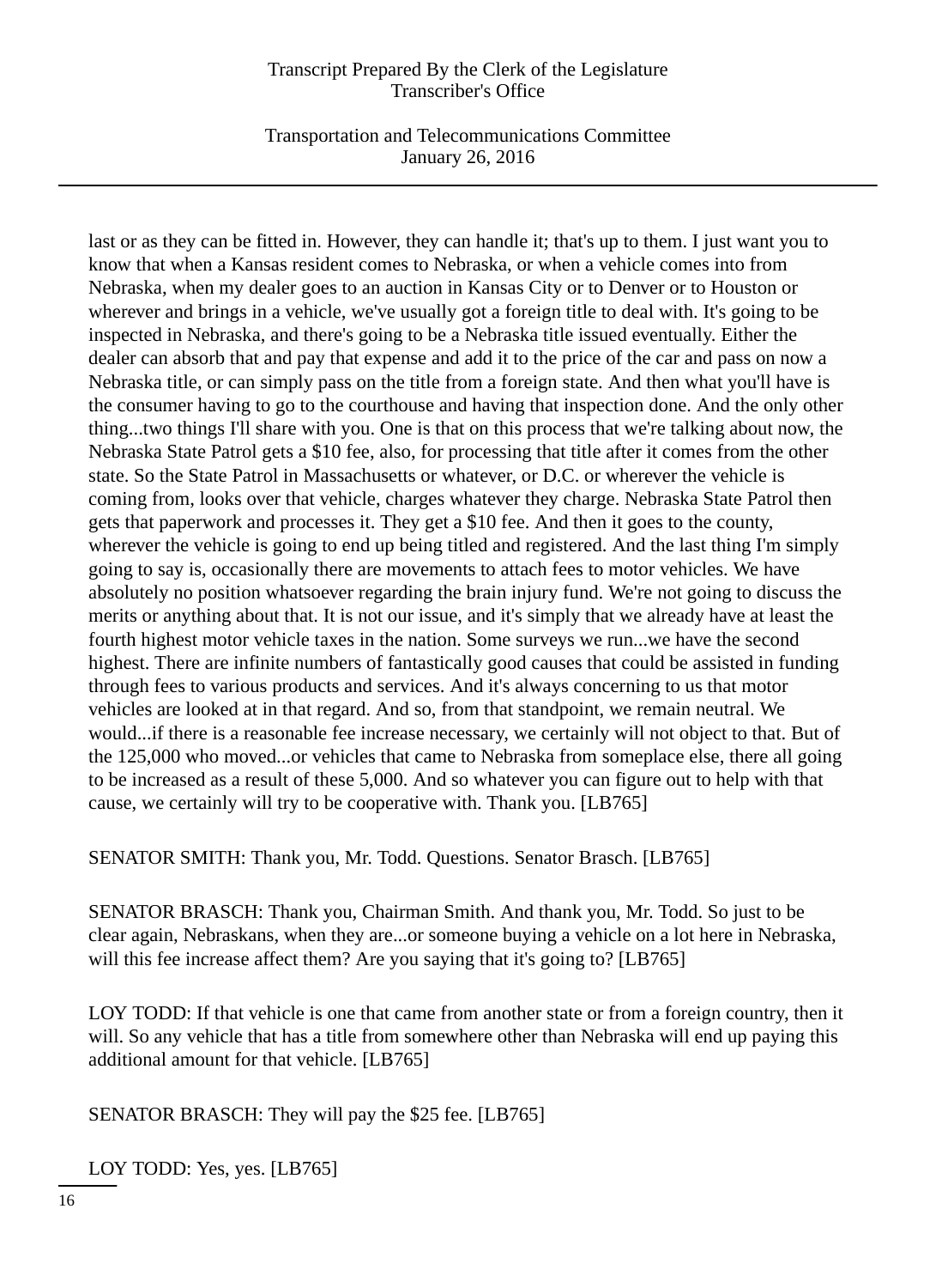last or as they can be fitted in. However, they can handle it; that's up to them. I just want you to know that when a Kansas resident comes to Nebraska, or when a vehicle comes into from Nebraska, when my dealer goes to an auction in Kansas City or to Denver or to Houston or wherever and brings in a vehicle, we've usually got a foreign title to deal with. It's going to be inspected in Nebraska, and there's going to be a Nebraska title issued eventually. Either the dealer can absorb that and pay that expense and add it to the price of the car and pass on now a Nebraska title, or can simply pass on the title from a foreign state. And then what you'll have is the consumer having to go to the courthouse and having that inspection done. And the only other thing...two things I'll share with you. One is that on this process that we're talking about now, the Nebraska State Patrol gets a $10 fee, also, for processing that title after it comes from the other state. So the State Patrol in Massachusetts or whatever, or D.C. or wherever the vehicle is coming from, looks over that vehicle, charges whatever they charge. Nebraska State Patrol then gets that paperwork and processes it. They get a $10 fee. And then it goes to the county, wherever the vehicle is going to end up being titled and registered. And the last thing I'm simply going to say is, occasionally there are movements to attach fees to motor vehicles. We have absolutely no position whatsoever regarding the brain injury fund. We're not going to discuss the merits or anything about that. It is not our issue, and it's simply that we already have at least the fourth highest motor vehicle taxes in the nation. Some surveys we run...we have the second highest. There are infinite numbers of fantastically good causes that could be assisted in funding through fees to various products and services. And it's always concerning to us that motor vehicles are looked at in that regard. And so, from that standpoint, we remain neutral. We would...if there is a reasonable fee increase necessary, we certainly will not object to that. But of the 125,000 who moved...or vehicles that came to Nebraska from someplace else, there all going to be increased as a result of these 5,000. And so whatever you can figure out to help with that cause, we certainly will try to be cooperative with. Thank you. [LB765]

SENATOR SMITH: Thank you, Mr. Todd. Questions. Senator Brasch. [LB765]

SENATOR BRASCH: Thank you, Chairman Smith. And thank you, Mr. Todd. So just to be clear again, Nebraskans, when they are...or someone buying a vehicle on a lot here in Nebraska, will this fee increase affect them? Are you saying that it's going to? [LB765]

LOY TODD: If that vehicle is one that came from another state or from a foreign country, then it will. So any vehicle that has a title from somewhere other than Nebraska will end up paying this additional amount for that vehicle. [LB765]

SENATOR BRASCH: They will pay the $25 fee. [LB765]

LOY TODD: Yes, yes. [LB765]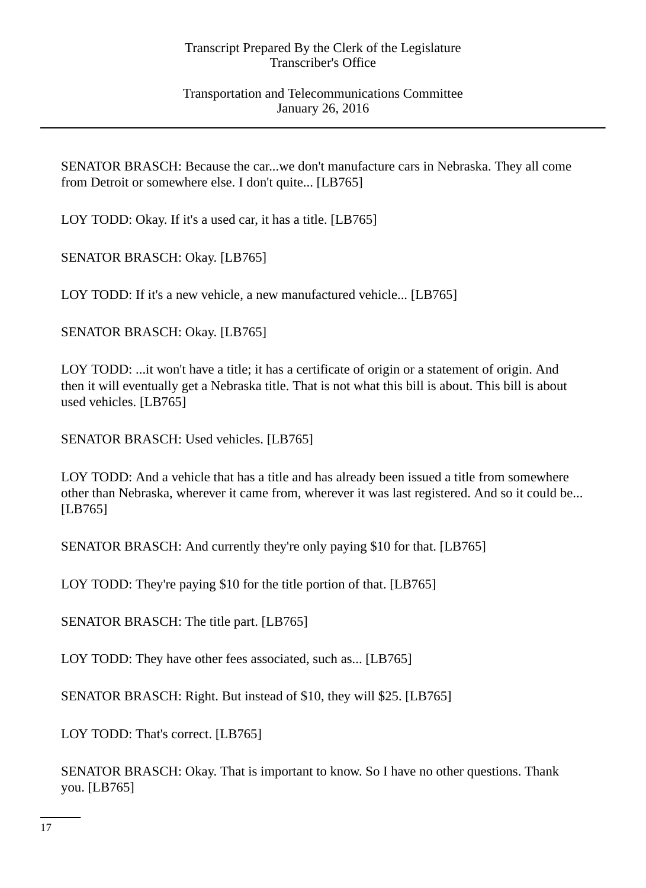SENATOR BRASCH: Because the car...we don't manufacture cars in Nebraska. They all come from Detroit or somewhere else. I don't quite... [LB765]

LOY TODD: Okay. If it's a used car, it has a title. [LB765]

SENATOR BRASCH: Okay. [LB765]

LOY TODD: If it's a new vehicle, a new manufactured vehicle... [LB765]

SENATOR BRASCH: Okay. [LB765]

LOY TODD: ...it won't have a title; it has a certificate of origin or a statement of origin. And then it will eventually get a Nebraska title. That is not what this bill is about. This bill is about used vehicles. [LB765]

SENATOR BRASCH: Used vehicles. [LB765]

LOY TODD: And a vehicle that has a title and has already been issued a title from somewhere other than Nebraska, wherever it came from, wherever it was last registered. And so it could be... [LB765]

SENATOR BRASCH: And currently they're only paying $10 for that. [LB765]

LOY TODD: They're paying $10 for the title portion of that. [LB765]

SENATOR BRASCH: The title part. [LB765]

LOY TODD: They have other fees associated, such as... [LB765]

SENATOR BRASCH: Right. But instead of $10, they will $25. [LB765]

LOY TODD: That's correct. [LB765]

SENATOR BRASCH: Okay. That is important to know. So I have no other questions. Thank you. [LB765]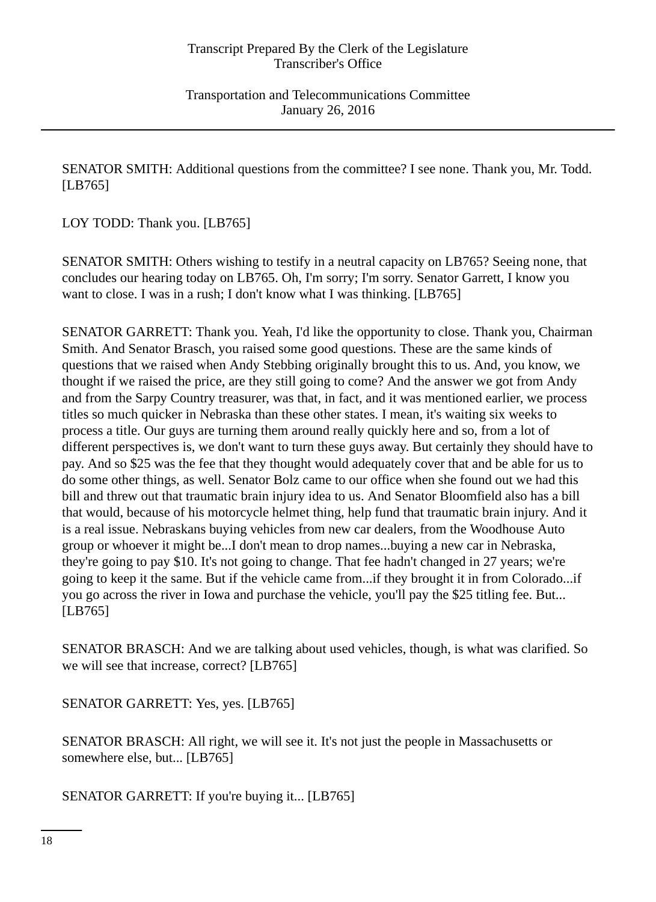SENATOR SMITH: Additional questions from the committee? I see none. Thank you, Mr. Todd. [LB765]

LOY TODD: Thank you. [LB765]

SENATOR SMITH: Others wishing to testify in a neutral capacity on LB765? Seeing none, that concludes our hearing today on LB765. Oh, I'm sorry; I'm sorry. Senator Garrett, I know you want to close. I was in a rush; I don't know what I was thinking. [LB765]

SENATOR GARRETT: Thank you. Yeah, I'd like the opportunity to close. Thank you, Chairman Smith. And Senator Brasch, you raised some good questions. These are the same kinds of questions that we raised when Andy Stebbing originally brought this to us. And, you know, we thought if we raised the price, are they still going to come? And the answer we got from Andy and from the Sarpy Country treasurer, was that, in fact, and it was mentioned earlier, we process titles so much quicker in Nebraska than these other states. I mean, it's waiting six weeks to process a title. Our guys are turning them around really quickly here and so, from a lot of different perspectives is, we don't want to turn these guys away. But certainly they should have to pay. And so $25 was the fee that they thought would adequately cover that and be able for us to do some other things, as well. Senator Bolz came to our office when she found out we had this bill and threw out that traumatic brain injury idea to us. And Senator Bloomfield also has a bill that would, because of his motorcycle helmet thing, help fund that traumatic brain injury. And it is a real issue. Nebraskans buying vehicles from new car dealers, from the Woodhouse Auto group or whoever it might be...I don't mean to drop names...buying a new car in Nebraska, they're going to pay $10. It's not going to change. That fee hadn't changed in 27 years; we're going to keep it the same. But if the vehicle came from...if they brought it in from Colorado...if you go across the river in Iowa and purchase the vehicle, you'll pay the $25 titling fee. But... [LB765]

SENATOR BRASCH: And we are talking about used vehicles, though, is what was clarified. So we will see that increase, correct? [LB765]

SENATOR GARRETT: Yes, yes. [LB765]

SENATOR BRASCH: All right, we will see it. It's not just the people in Massachusetts or somewhere else, but... [LB765]

SENATOR GARRETT: If you're buying it... [LB765]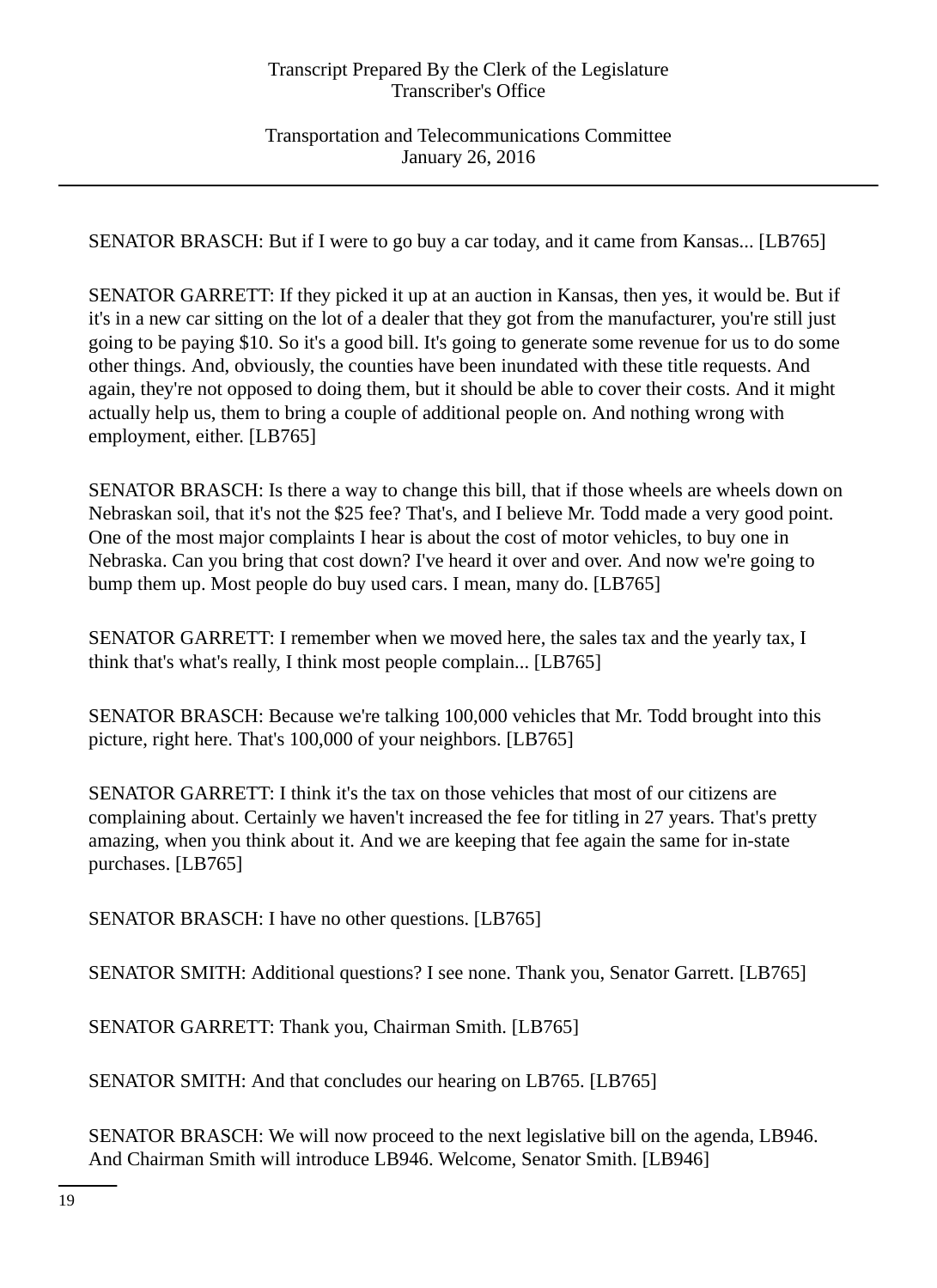SENATOR BRASCH: But if I were to go buy a car today, and it came from Kansas... [LB765]

SENATOR GARRETT: If they picked it up at an auction in Kansas, then yes, it would be. But if it's in a new car sitting on the lot of a dealer that they got from the manufacturer, you're still just going to be paying $10. So it's a good bill. It's going to generate some revenue for us to do some other things. And, obviously, the counties have been inundated with these title requests. And again, they're not opposed to doing them, but it should be able to cover their costs. And it might actually help us, them to bring a couple of additional people on. And nothing wrong with employment, either. [LB765]

SENATOR BRASCH: Is there a way to change this bill, that if those wheels are wheels down on Nebraskan soil, that it's not the $25 fee? That's, and I believe Mr. Todd made a very good point. One of the most major complaints I hear is about the cost of motor vehicles, to buy one in Nebraska. Can you bring that cost down? I've heard it over and over. And now we're going to bump them up. Most people do buy used cars. I mean, many do. [LB765]

SENATOR GARRETT: I remember when we moved here, the sales tax and the yearly tax, I think that's what's really, I think most people complain... [LB765]

SENATOR BRASCH: Because we're talking 100,000 vehicles that Mr. Todd brought into this picture, right here. That's 100,000 of your neighbors. [LB765]

SENATOR GARRETT: I think it's the tax on those vehicles that most of our citizens are complaining about. Certainly we haven't increased the fee for titling in 27 years. That's pretty amazing, when you think about it. And we are keeping that fee again the same for in-state purchases. [LB765]

SENATOR BRASCH: I have no other questions. [LB765]

SENATOR SMITH: Additional questions? I see none. Thank you, Senator Garrett. [LB765]

SENATOR GARRETT: Thank you, Chairman Smith. [LB765]

SENATOR SMITH: And that concludes our hearing on LB765. [LB765]

SENATOR BRASCH: We will now proceed to the next legislative bill on the agenda, LB946. And Chairman Smith will introduce LB946. Welcome, Senator Smith. [LB946]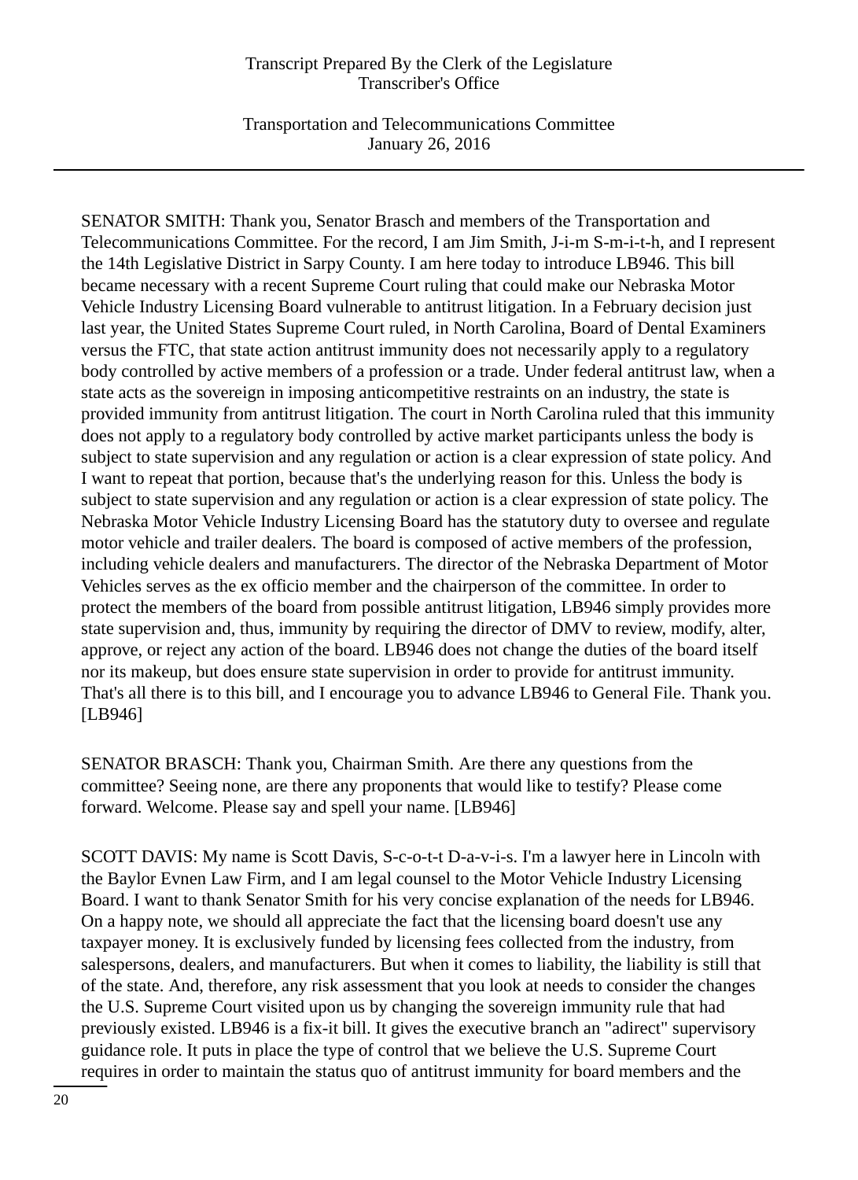SENATOR SMITH: Thank you, Senator Brasch and members of the Transportation and Telecommunications Committee. For the record, I am Jim Smith, J-i-m S-m-i-t-h, and I represent the 14th Legislative District in Sarpy County. I am here today to introduce LB946. This bill became necessary with a recent Supreme Court ruling that could make our Nebraska Motor Vehicle Industry Licensing Board vulnerable to antitrust litigation. In a February decision just last year, the United States Supreme Court ruled, in North Carolina, Board of Dental Examiners versus the FTC, that state action antitrust immunity does not necessarily apply to a regulatory body controlled by active members of a profession or a trade. Under federal antitrust law, when a state acts as the sovereign in imposing anticompetitive restraints on an industry, the state is provided immunity from antitrust litigation. The court in North Carolina ruled that this immunity does not apply to a regulatory body controlled by active market participants unless the body is subject to state supervision and any regulation or action is a clear expression of state policy. And I want to repeat that portion, because that's the underlying reason for this. Unless the body is subject to state supervision and any regulation or action is a clear expression of state policy. The Nebraska Motor Vehicle Industry Licensing Board has the statutory duty to oversee and regulate motor vehicle and trailer dealers. The board is composed of active members of the profession, including vehicle dealers and manufacturers. The director of the Nebraska Department of Motor Vehicles serves as the ex officio member and the chairperson of the committee. In order to protect the members of the board from possible antitrust litigation, LB946 simply provides more state supervision and, thus, immunity by requiring the director of DMV to review, modify, alter, approve, or reject any action of the board. LB946 does not change the duties of the board itself nor its makeup, but does ensure state supervision in order to provide for antitrust immunity. That's all there is to this bill, and I encourage you to advance LB946 to General File. Thank you. [LB946]

SENATOR BRASCH: Thank you, Chairman Smith. Are there any questions from the committee? Seeing none, are there any proponents that would like to testify? Please come forward. Welcome. Please say and spell your name. [LB946]

SCOTT DAVIS: My name is Scott Davis, S-c-o-t-t D-a-v-i-s. I'm a lawyer here in Lincoln with the Baylor Evnen Law Firm, and I am legal counsel to the Motor Vehicle Industry Licensing Board. I want to thank Senator Smith for his very concise explanation of the needs for LB946. On a happy note, we should all appreciate the fact that the licensing board doesn't use any taxpayer money. It is exclusively funded by licensing fees collected from the industry, from salespersons, dealers, and manufacturers. But when it comes to liability, the liability is still that of the state. And, therefore, any risk assessment that you look at needs to consider the changes the U.S. Supreme Court visited upon us by changing the sovereign immunity rule that had previously existed. LB946 is a fix-it bill. It gives the executive branch an "adirect" supervisory guidance role. It puts in place the type of control that we believe the U.S. Supreme Court requires in order to maintain the status quo of antitrust immunity for board members and the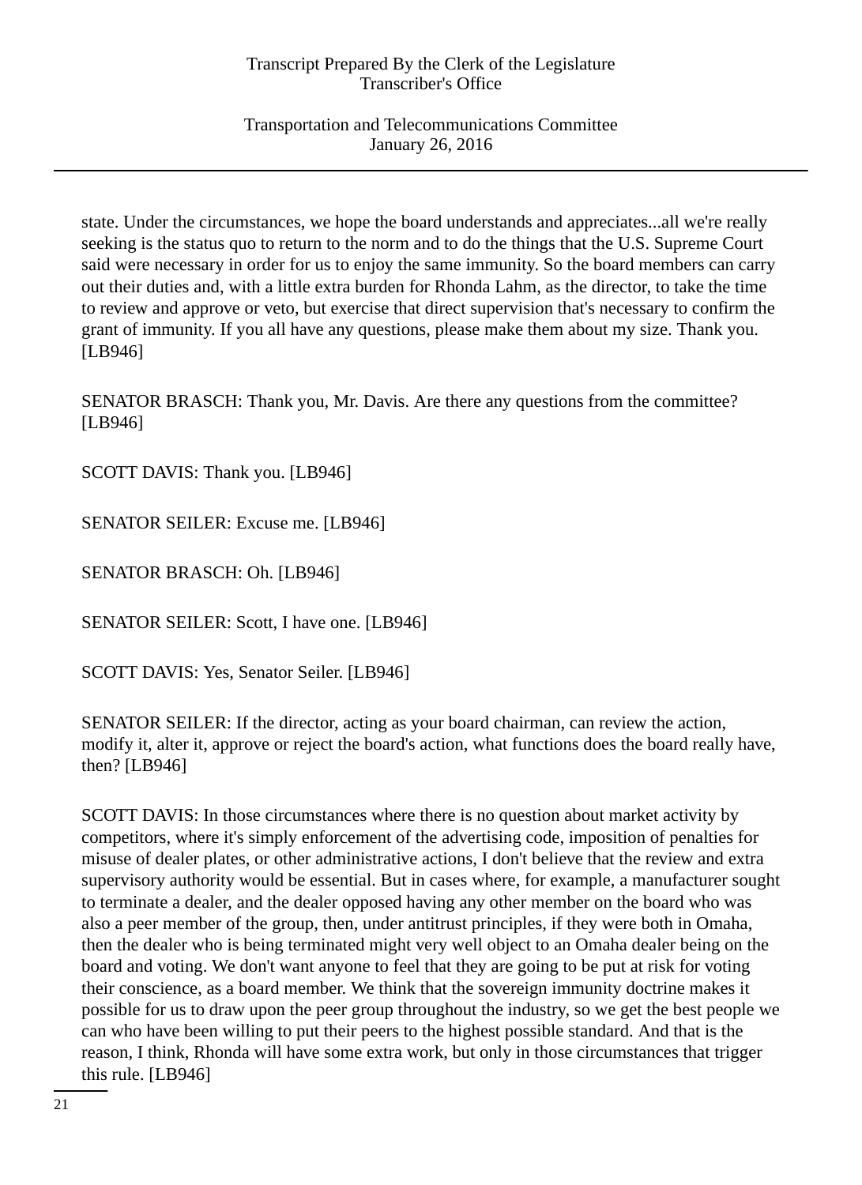state. Under the circumstances, we hope the board understands and appreciates...all we're really seeking is the status quo to return to the norm and to do the things that the U.S. Supreme Court said were necessary in order for us to enjoy the same immunity. So the board members can carry out their duties and, with a little extra burden for Rhonda Lahm, as the director, to take the time to review and approve or veto, but exercise that direct supervision that's necessary to confirm the grant of immunity. If you all have any questions, please make them about my size. Thank you. [LB946]

SENATOR BRASCH: Thank you, Mr. Davis. Are there any questions from the committee? [LB946]

SCOTT DAVIS: Thank you. [LB946]

SENATOR SEILER: Excuse me. [LB946]

SENATOR BRASCH: Oh. [LB946]

SENATOR SEILER: Scott, I have one. [LB946]

SCOTT DAVIS: Yes, Senator Seiler. [LB946]

SENATOR SEILER: If the director, acting as your board chairman, can review the action, modify it, alter it, approve or reject the board's action, what functions does the board really have, then? [LB946]

SCOTT DAVIS: In those circumstances where there is no question about market activity by competitors, where it's simply enforcement of the advertising code, imposition of penalties for misuse of dealer plates, or other administrative actions, I don't believe that the review and extra supervisory authority would be essential. But in cases where, for example, a manufacturer sought to terminate a dealer, and the dealer opposed having any other member on the board who was also a peer member of the group, then, under antitrust principles, if they were both in Omaha, then the dealer who is being terminated might very well object to an Omaha dealer being on the board and voting. We don't want anyone to feel that they are going to be put at risk for voting their conscience, as a board member. We think that the sovereign immunity doctrine makes it possible for us to draw upon the peer group throughout the industry, so we get the best people we can who have been willing to put their peers to the highest possible standard. And that is the reason, I think, Rhonda will have some extra work, but only in those circumstances that trigger this rule. [LB946]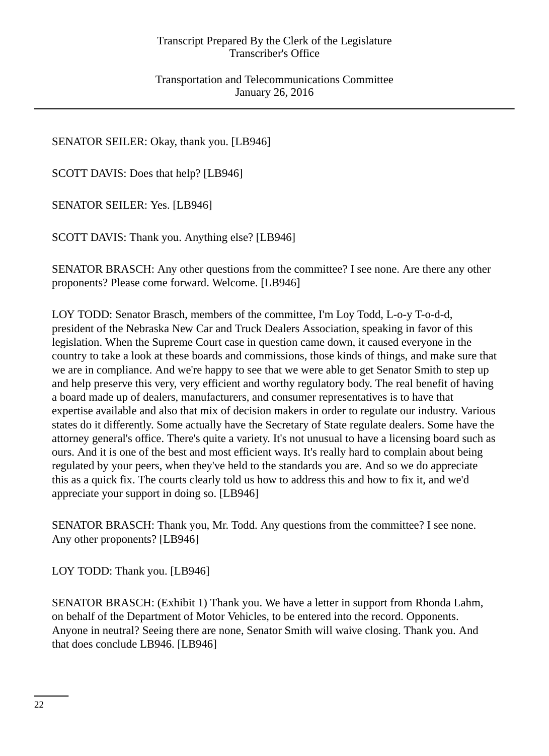SENATOR SEILER: Okay, thank you. [LB946]

SCOTT DAVIS: Does that help? [LB946]

SENATOR SEILER: Yes. [LB946]

SCOTT DAVIS: Thank you. Anything else? [LB946]

SENATOR BRASCH: Any other questions from the committee? I see none. Are there any other proponents? Please come forward. Welcome. [LB946]

LOY TODD: Senator Brasch, members of the committee, I'm Loy Todd, L-o-y T-o-d-d, president of the Nebraska New Car and Truck Dealers Association, speaking in favor of this legislation. When the Supreme Court case in question came down, it caused everyone in the country to take a look at these boards and commissions, those kinds of things, and make sure that we are in compliance. And we're happy to see that we were able to get Senator Smith to step up and help preserve this very, very efficient and worthy regulatory body. The real benefit of having a board made up of dealers, manufacturers, and consumer representatives is to have that expertise available and also that mix of decision makers in order to regulate our industry. Various states do it differently. Some actually have the Secretary of State regulate dealers. Some have the attorney general's office. There's quite a variety. It's not unusual to have a licensing board such as ours. And it is one of the best and most efficient ways. It's really hard to complain about being regulated by your peers, when they've held to the standards you are. And so we do appreciate this as a quick fix. The courts clearly told us how to address this and how to fix it, and we'd appreciate your support in doing so. [LB946]

SENATOR BRASCH: Thank you, Mr. Todd. Any questions from the committee? I see none. Any other proponents? [LB946]

LOY TODD: Thank you. [LB946]

SENATOR BRASCH: (Exhibit 1) Thank you. We have a letter in support from Rhonda Lahm, on behalf of the Department of Motor Vehicles, to be entered into the record. Opponents. Anyone in neutral? Seeing there are none, Senator Smith will waive closing. Thank you. And that does conclude LB946. [LB946]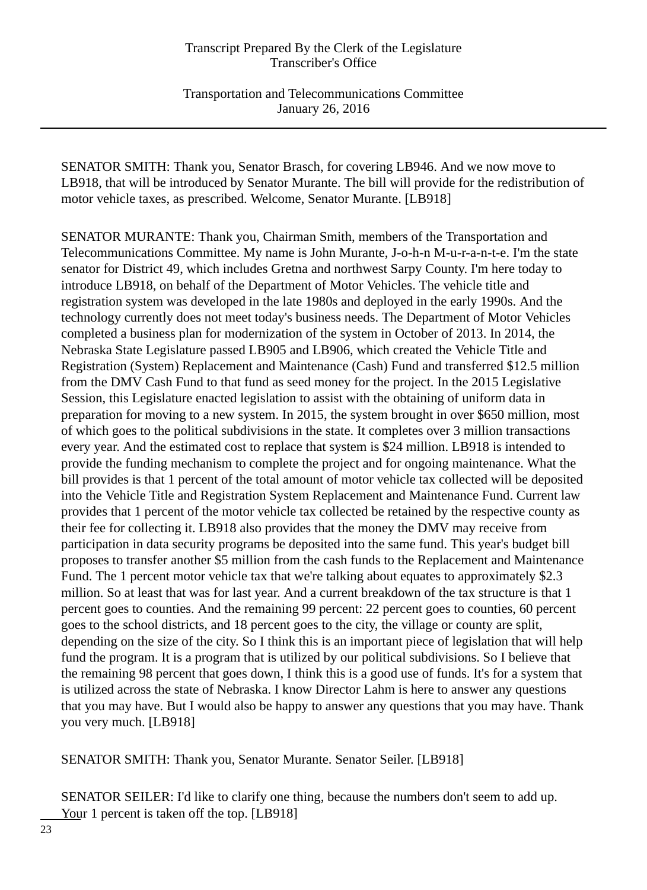SENATOR SMITH: Thank you, Senator Brasch, for covering LB946. And we now move to LB918, that will be introduced by Senator Murante. The bill will provide for the redistribution of motor vehicle taxes, as prescribed. Welcome, Senator Murante. [LB918]

SENATOR MURANTE: Thank you, Chairman Smith, members of the Transportation and Telecommunications Committee. My name is John Murante, J-o-h-n M-u-r-a-n-t-e. I'm the state senator for District 49, which includes Gretna and northwest Sarpy County. I'm here today to introduce LB918, on behalf of the Department of Motor Vehicles. The vehicle title and registration system was developed in the late 1980s and deployed in the early 1990s. And the technology currently does not meet today's business needs. The Department of Motor Vehicles completed a business plan for modernization of the system in October of 2013. In 2014, the Nebraska State Legislature passed LB905 and LB906, which created the Vehicle Title and Registration (System) Replacement and Maintenance (Cash) Fund and transferred $12.5 million from the DMV Cash Fund to that fund as seed money for the project. In the 2015 Legislative Session, this Legislature enacted legislation to assist with the obtaining of uniform data in preparation for moving to a new system. In 2015, the system brought in over $650 million, most of which goes to the political subdivisions in the state. It completes over 3 million transactions every year. And the estimated cost to replace that system is $24 million. LB918 is intended to provide the funding mechanism to complete the project and for ongoing maintenance. What the bill provides is that 1 percent of the total amount of motor vehicle tax collected will be deposited into the Vehicle Title and Registration System Replacement and Maintenance Fund. Current law provides that 1 percent of the motor vehicle tax collected be retained by the respective county as their fee for collecting it. LB918 also provides that the money the DMV may receive from participation in data security programs be deposited into the same fund. This year's budget bill proposes to transfer another $5 million from the cash funds to the Replacement and Maintenance Fund. The 1 percent motor vehicle tax that we're talking about equates to approximately $2.3 million. So at least that was for last year. And a current breakdown of the tax structure is that 1 percent goes to counties. And the remaining 99 percent: 22 percent goes to counties, 60 percent goes to the school districts, and 18 percent goes to the city, the village or county are split, depending on the size of the city. So I think this is an important piece of legislation that will help fund the program. It is a program that is utilized by our political subdivisions. So I believe that the remaining 98 percent that goes down, I think this is a good use of funds. It's for a system that is utilized across the state of Nebraska. I know Director Lahm is here to answer any questions that you may have. But I would also be happy to answer any questions that you may have. Thank you very much. [LB918]

SENATOR SMITH: Thank you, Senator Murante. Senator Seiler. [LB918]

SENATOR SEILER: I'd like to clarify one thing, because the numbers don't seem to add up. Your 1 percent is taken off the top. [LB918]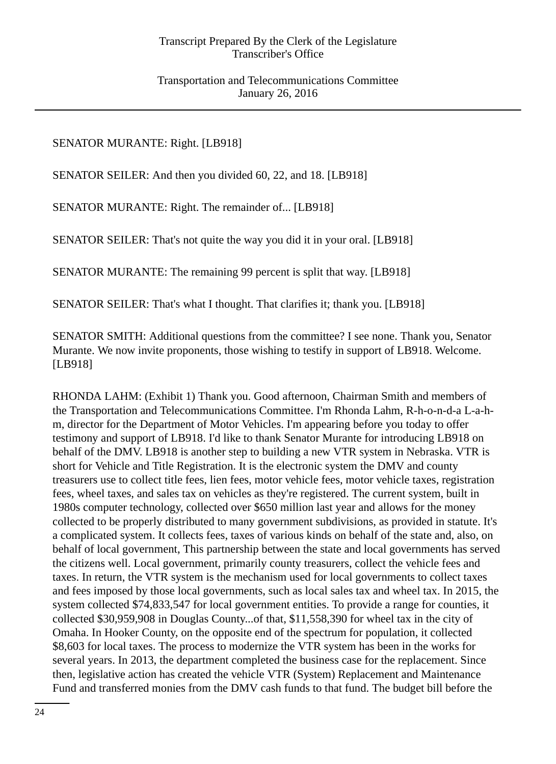SENATOR MURANTE: Right. [LB918]

SENATOR SEILER: And then you divided 60, 22, and 18. [LB918]

SENATOR MURANTE: Right. The remainder of... [LB918]

SENATOR SEILER: That's not quite the way you did it in your oral. [LB918]

SENATOR MURANTE: The remaining 99 percent is split that way. [LB918]

SENATOR SEILER: That's what I thought. That clarifies it; thank you. [LB918]

SENATOR SMITH: Additional questions from the committee? I see none. Thank you, Senator Murante. We now invite proponents, those wishing to testify in support of LB918. Welcome. [LB918]

RHONDA LAHM: (Exhibit 1) Thank you. Good afternoon, Chairman Smith and members of the Transportation and Telecommunications Committee. I'm Rhonda Lahm, R-h-o-n-d-a L-a-h-m, director for the Department of Motor Vehicles. I'm appearing before you today to offer testimony and support of LB918. I'd like to thank Senator Murante for introducing LB918 on behalf of the DMV. LB918 is another step to building a new VTR system in Nebraska. VTR is short for Vehicle and Title Registration. It is the electronic system the DMV and county treasurers use to collect title fees, lien fees, motor vehicle fees, motor vehicle taxes, registration fees, wheel taxes, and sales tax on vehicles as they're registered. The current system, built in 1980s computer technology, collected over $650 million last year and allows for the money collected to be properly distributed to many government subdivisions, as provided in statute. It's a complicated system. It collects fees, taxes of various kinds on behalf of the state and, also, on behalf of local government, This partnership between the state and local governments has served the citizens well. Local government, primarily county treasurers, collect the vehicle fees and taxes. In return, the VTR system is the mechanism used for local governments to collect taxes and fees imposed by those local governments, such as local sales tax and wheel tax. In 2015, the system collected $74,833,547 for local government entities. To provide a range for counties, it collected $30,959,908 in Douglas County...of that, $11,558,390 for wheel tax in the city of Omaha. In Hooker County, on the opposite end of the spectrum for population, it collected $8,603 for local taxes. The process to modernize the VTR system has been in the works for several years. In 2013, the department completed the business case for the replacement. Since then, legislative action has created the vehicle VTR (System) Replacement and Maintenance Fund and transferred monies from the DMV cash funds to that fund. The budget bill before the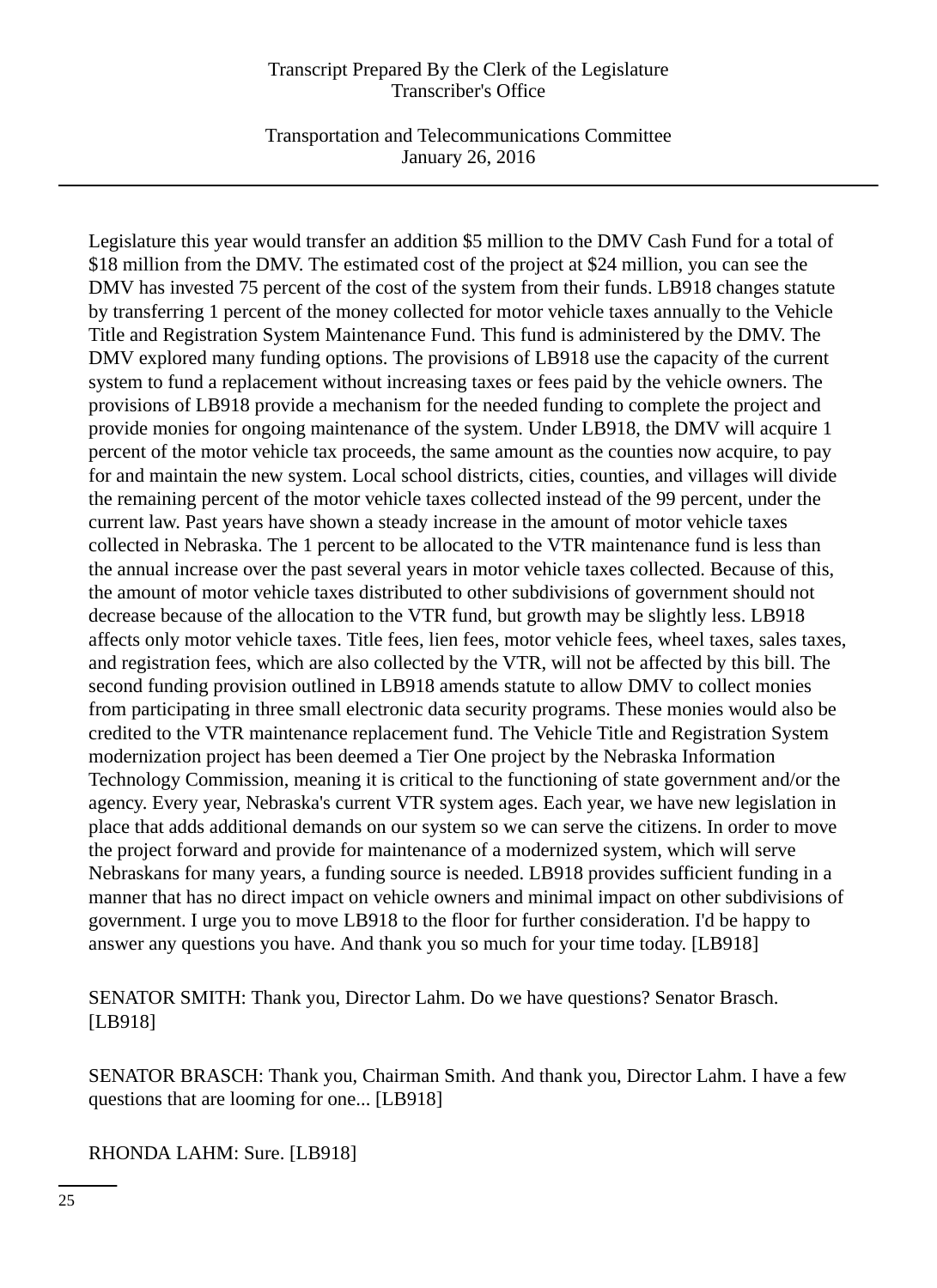Legislature this year would transfer an addition $5 million to the DMV Cash Fund for a total of $18 million from the DMV. The estimated cost of the project at $24 million, you can see the DMV has invested 75 percent of the cost of the system from their funds. LB918 changes statute by transferring 1 percent of the money collected for motor vehicle taxes annually to the Vehicle Title and Registration System Maintenance Fund. This fund is administered by the DMV. The DMV explored many funding options. The provisions of LB918 use the capacity of the current system to fund a replacement without increasing taxes or fees paid by the vehicle owners. The provisions of LB918 provide a mechanism for the needed funding to complete the project and provide monies for ongoing maintenance of the system. Under LB918, the DMV will acquire 1 percent of the motor vehicle tax proceeds, the same amount as the counties now acquire, to pay for and maintain the new system. Local school districts, cities, counties, and villages will divide the remaining percent of the motor vehicle taxes collected instead of the 99 percent, under the current law. Past years have shown a steady increase in the amount of motor vehicle taxes collected in Nebraska. The 1 percent to be allocated to the VTR maintenance fund is less than the annual increase over the past several years in motor vehicle taxes collected. Because of this, the amount of motor vehicle taxes distributed to other subdivisions of government should not decrease because of the allocation to the VTR fund, but growth may be slightly less. LB918 affects only motor vehicle taxes. Title fees, lien fees, motor vehicle fees, wheel taxes, sales taxes, and registration fees, which are also collected by the VTR, will not be affected by this bill. The second funding provision outlined in LB918 amends statute to allow DMV to collect monies from participating in three small electronic data security programs. These monies would also be credited to the VTR maintenance replacement fund. The Vehicle Title and Registration System modernization project has been deemed a Tier One project by the Nebraska Information Technology Commission, meaning it is critical to the functioning of state government and/or the agency. Every year, Nebraska's current VTR system ages. Each year, we have new legislation in place that adds additional demands on our system so we can serve the citizens. In order to move the project forward and provide for maintenance of a modernized system, which will serve Nebraskans for many years, a funding source is needed. LB918 provides sufficient funding in a manner that has no direct impact on vehicle owners and minimal impact on other subdivisions of government. I urge you to move LB918 to the floor for further consideration. I'd be happy to answer any questions you have. And thank you so much for your time today. [LB918]

SENATOR SMITH: Thank you, Director Lahm. Do we have questions? Senator Brasch. [LB918]

SENATOR BRASCH: Thank you, Chairman Smith. And thank you, Director Lahm. I have a few questions that are looming for one... [LB918]

RHONDA LAHM: Sure. [LB918]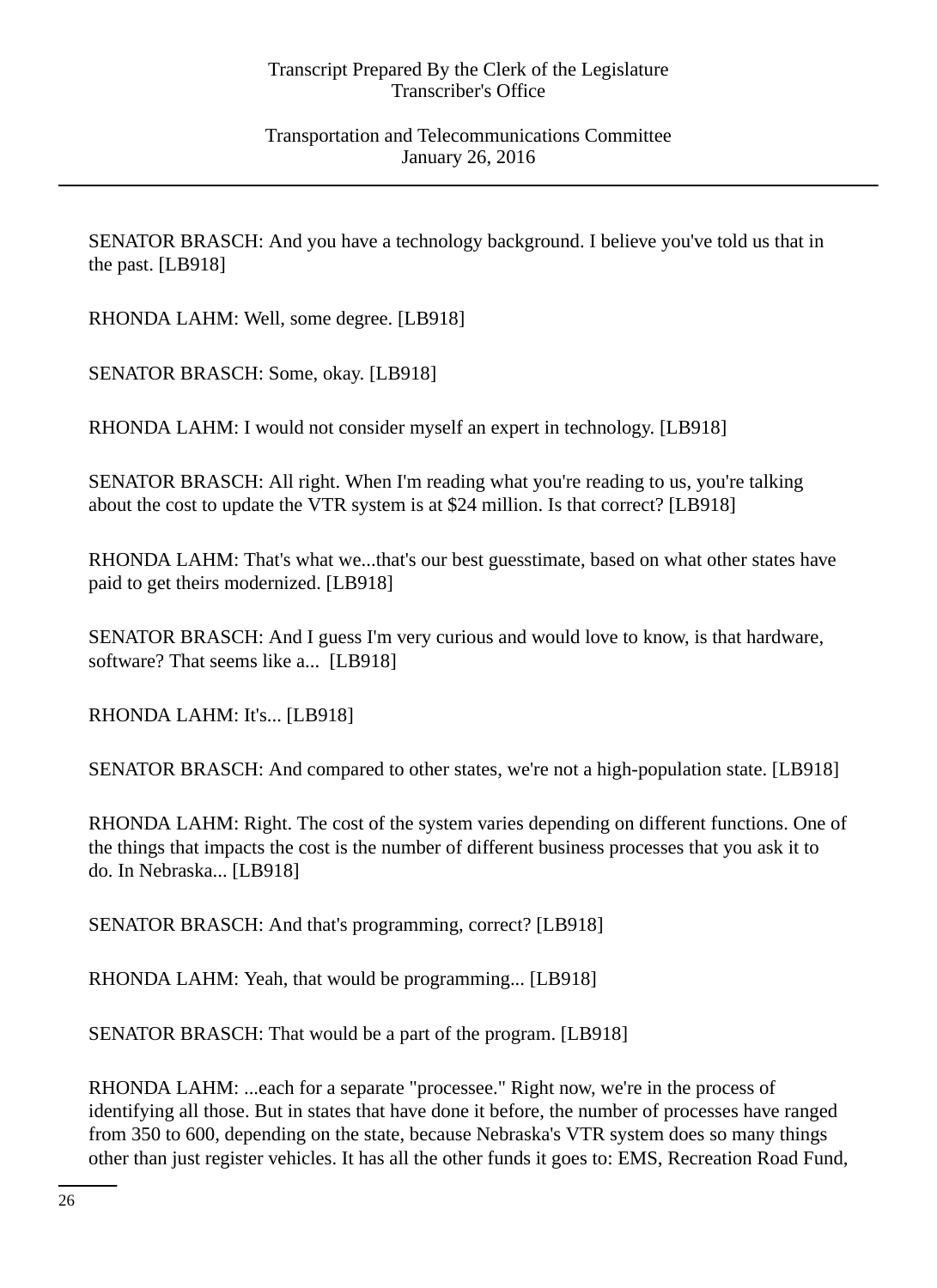SENATOR BRASCH: And you have a technology background. I believe you've told us that in the past. [LB918]

RHONDA LAHM: Well, some degree. [LB918]

SENATOR BRASCH: Some, okay. [LB918]

RHONDA LAHM: I would not consider myself an expert in technology. [LB918]

SENATOR BRASCH: All right. When I'm reading what you're reading to us, you're talking about the cost to update the VTR system is at $24 million. Is that correct? [LB918]

RHONDA LAHM: That's what we...that's our best guesstimate, based on what other states have paid to get theirs modernized. [LB918]

SENATOR BRASCH: And I guess I'm very curious and would love to know, is that hardware, software? That seems like a... [LB918]

RHONDA LAHM: It's... [LB918]

SENATOR BRASCH: And compared to other states, we're not a high-population state. [LB918]

RHONDA LAHM: Right. The cost of the system varies depending on different functions. One of the things that impacts the cost is the number of different business processes that you ask it to do. In Nebraska... [LB918]

SENATOR BRASCH: And that's programming, correct? [LB918]

RHONDA LAHM: Yeah, that would be programming... [LB918]

SENATOR BRASCH: That would be a part of the program. [LB918]

RHONDA LAHM: ...each for a separate "processee." Right now, we're in the process of identifying all those. But in states that have done it before, the number of processes have ranged from 350 to 600, depending on the state, because Nebraska's VTR system does so many things other than just register vehicles. It has all the other funds it goes to: EMS, Recreation Road Fund,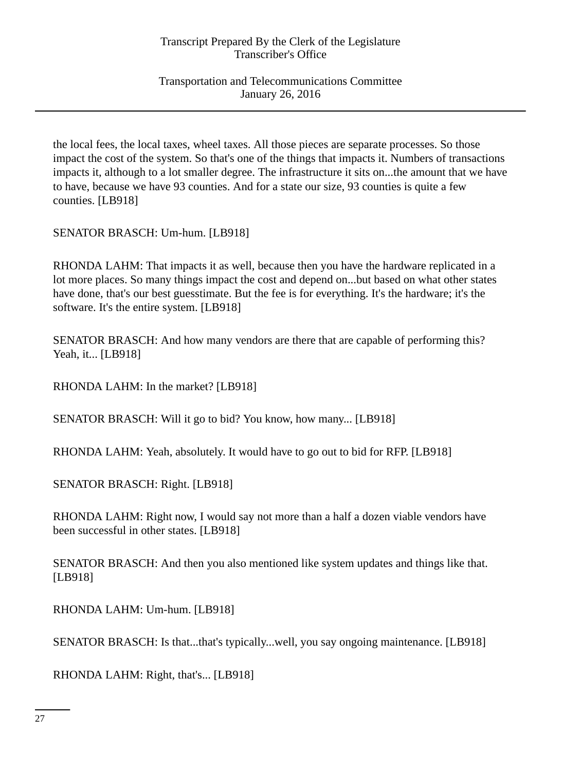the local fees, the local taxes, wheel taxes. All those pieces are separate processes. So those impact the cost of the system. So that's one of the things that impacts it. Numbers of transactions impacts it, although to a lot smaller degree. The infrastructure it sits on...the amount that we have to have, because we have 93 counties. And for a state our size, 93 counties is quite a few counties. [LB918]

SENATOR BRASCH: Um-hum. [LB918]

RHONDA LAHM: That impacts it as well, because then you have the hardware replicated in a lot more places. So many things impact the cost and depend on...but based on what other states have done, that's our best guesstimate. But the fee is for everything. It's the hardware; it's the software. It's the entire system. [LB918]

SENATOR BRASCH: And how many vendors are there that are capable of performing this? Yeah, it... [LB918]

RHONDA LAHM: In the market? [LB918]

SENATOR BRASCH: Will it go to bid? You know, how many... [LB918]

RHONDA LAHM: Yeah, absolutely. It would have to go out to bid for RFP. [LB918]

SENATOR BRASCH: Right. [LB918]

RHONDA LAHM: Right now, I would say not more than a half a dozen viable vendors have been successful in other states. [LB918]

SENATOR BRASCH: And then you also mentioned like system updates and things like that. [LB918]

RHONDA LAHM: Um-hum. [LB918]

SENATOR BRASCH: Is that...that's typically...well, you say ongoing maintenance. [LB918]

RHONDA LAHM: Right, that's... [LB918]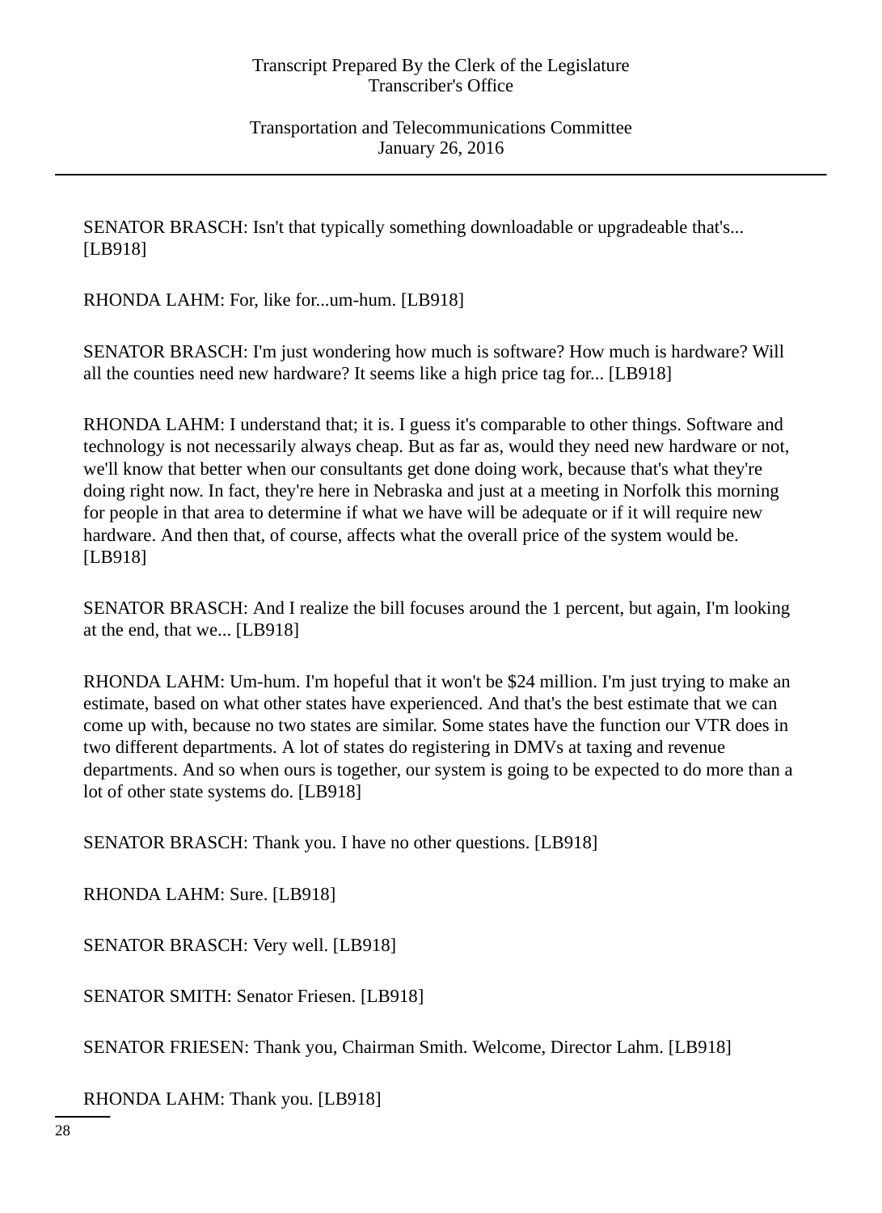SENATOR BRASCH: Isn't that typically something downloadable or upgradeable that's... [LB918]

RHONDA LAHM: For, like for...um-hum. [LB918]

SENATOR BRASCH: I'm just wondering how much is software? How much is hardware? Will all the counties need new hardware? It seems like a high price tag for... [LB918]

RHONDA LAHM: I understand that; it is. I guess it's comparable to other things. Software and technology is not necessarily always cheap. But as far as, would they need new hardware or not, we'll know that better when our consultants get done doing work, because that's what they're doing right now. In fact, they're here in Nebraska and just at a meeting in Norfolk this morning for people in that area to determine if what we have will be adequate or if it will require new hardware. And then that, of course, affects what the overall price of the system would be. [LB918]

SENATOR BRASCH: And I realize the bill focuses around the 1 percent, but again, I'm looking at the end, that we... [LB918]

RHONDA LAHM: Um-hum. I'm hopeful that it won't be $24 million. I'm just trying to make an estimate, based on what other states have experienced. And that's the best estimate that we can come up with, because no two states are similar. Some states have the function our VTR does in two different departments. A lot of states do registering in DMVs at taxing and revenue departments. And so when ours is together, our system is going to be expected to do more than a lot of other state systems do. [LB918]

SENATOR BRASCH: Thank you. I have no other questions. [LB918]

RHONDA LAHM: Sure. [LB918]

SENATOR BRASCH: Very well. [LB918]

SENATOR SMITH: Senator Friesen. [LB918]

SENATOR FRIESEN: Thank you, Chairman Smith. Welcome, Director Lahm. [LB918]

RHONDA LAHM: Thank you. [LB918]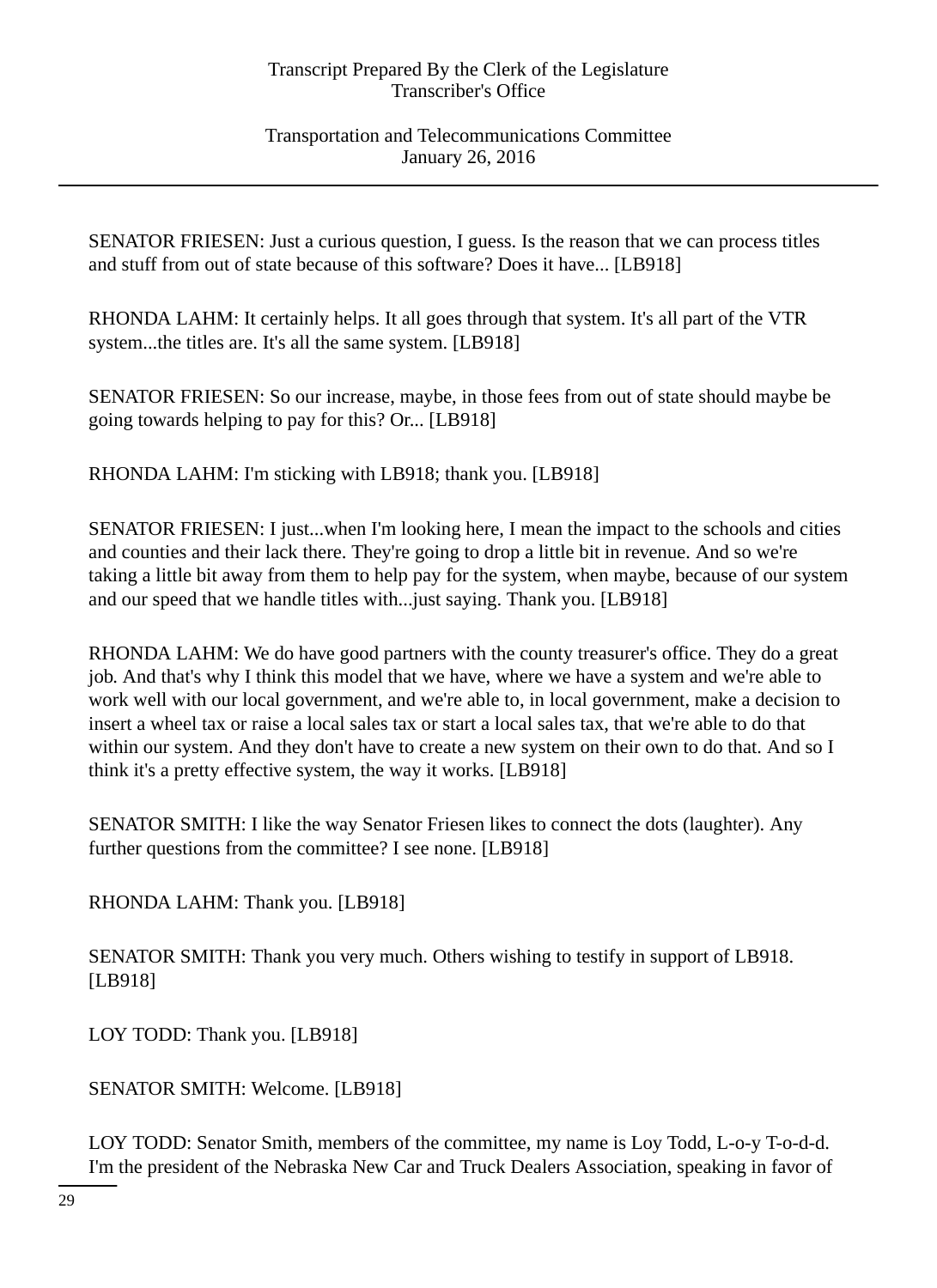SENATOR FRIESEN: Just a curious question, I guess. Is the reason that we can process titles and stuff from out of state because of this software? Does it have... [LB918]

RHONDA LAHM: It certainly helps. It all goes through that system. It's all part of the VTR system...the titles are. It's all the same system. [LB918]

SENATOR FRIESEN: So our increase, maybe, in those fees from out of state should maybe be going towards helping to pay for this? Or... [LB918]

RHONDA LAHM: I'm sticking with LB918; thank you. [LB918]

SENATOR FRIESEN: I just...when I'm looking here, I mean the impact to the schools and cities and counties and their lack there. They're going to drop a little bit in revenue. And so we're taking a little bit away from them to help pay for the system, when maybe, because of our system and our speed that we handle titles with...just saying. Thank you. [LB918]

RHONDA LAHM: We do have good partners with the county treasurer's office. They do a great job. And that's why I think this model that we have, where we have a system and we're able to work well with our local government, and we're able to, in local government, make a decision to insert a wheel tax or raise a local sales tax or start a local sales tax, that we're able to do that within our system. And they don't have to create a new system on their own to do that. And so I think it's a pretty effective system, the way it works. [LB918]

SENATOR SMITH: I like the way Senator Friesen likes to connect the dots (laughter). Any further questions from the committee? I see none. [LB918]

RHONDA LAHM: Thank you. [LB918]

SENATOR SMITH: Thank you very much. Others wishing to testify in support of LB918. [LB918]

LOY TODD: Thank you. [LB918]

SENATOR SMITH: Welcome. [LB918]

LOY TODD: Senator Smith, members of the committee, my name is Loy Todd, L-o-y T-o-d-d. I'm the president of the Nebraska New Car and Truck Dealers Association, speaking in favor of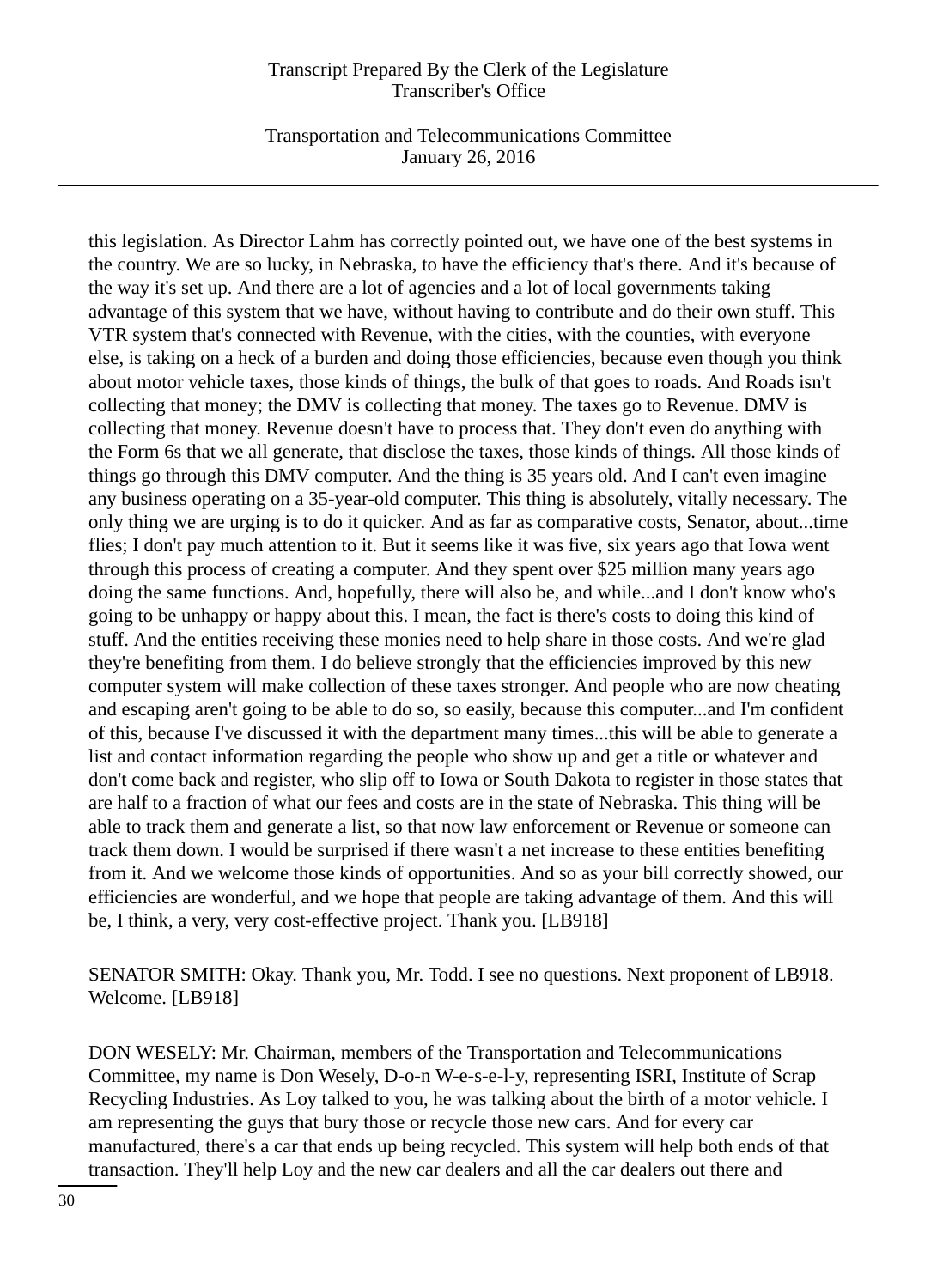this legislation. As Director Lahm has correctly pointed out, we have one of the best systems in the country. We are so lucky, in Nebraska, to have the efficiency that's there. And it's because of the way it's set up. And there are a lot of agencies and a lot of local governments taking advantage of this system that we have, without having to contribute and do their own stuff. This VTR system that's connected with Revenue, with the cities, with the counties, with everyone else, is taking on a heck of a burden and doing those efficiencies, because even though you think about motor vehicle taxes, those kinds of things, the bulk of that goes to roads. And Roads isn't collecting that money; the DMV is collecting that money. The taxes go to Revenue. DMV is collecting that money. Revenue doesn't have to process that. They don't even do anything with the Form 6s that we all generate, that disclose the taxes, those kinds of things. All those kinds of things go through this DMV computer. And the thing is 35 years old. And I can't even imagine any business operating on a 35-year-old computer. This thing is absolutely, vitally necessary. The only thing we are urging is to do it quicker. And as far as comparative costs, Senator, about...time flies; I don't pay much attention to it. But it seems like it was five, six years ago that Iowa went through this process of creating a computer. And they spent over $25 million many years ago doing the same functions. And, hopefully, there will also be, and while...and I don't know who's going to be unhappy or happy about this. I mean, the fact is there's costs to doing this kind of stuff. And the entities receiving these monies need to help share in those costs. And we're glad they're benefiting from them. I do believe strongly that the efficiencies improved by this new computer system will make collection of these taxes stronger. And people who are now cheating and escaping aren't going to be able to do so, so easily, because this computer...and I'm confident of this, because I've discussed it with the department many times...this will be able to generate a list and contact information regarding the people who show up and get a title or whatever and don't come back and register, who slip off to Iowa or South Dakota to register in those states that are half to a fraction of what our fees and costs are in the state of Nebraska. This thing will be able to track them and generate a list, so that now law enforcement or Revenue or someone can track them down. I would be surprised if there wasn't a net increase to these entities benefiting from it. And we welcome those kinds of opportunities. And so as your bill correctly showed, our efficiencies are wonderful, and we hope that people are taking advantage of them. And this will be, I think, a very, very cost-effective project. Thank you. [LB918]

SENATOR SMITH: Okay. Thank you, Mr. Todd. I see no questions. Next proponent of LB918. Welcome. [LB918]

DON WESELY: Mr. Chairman, members of the Transportation and Telecommunications Committee, my name is Don Wesely, D-o-n W-e-s-e-l-y, representing ISRI, Institute of Scrap Recycling Industries. As Loy talked to you, he was talking about the birth of a motor vehicle. I am representing the guys that bury those or recycle those new cars. And for every car manufactured, there's a car that ends up being recycled. This system will help both ends of that transaction. They'll help Loy and the new car dealers and all the car dealers out there and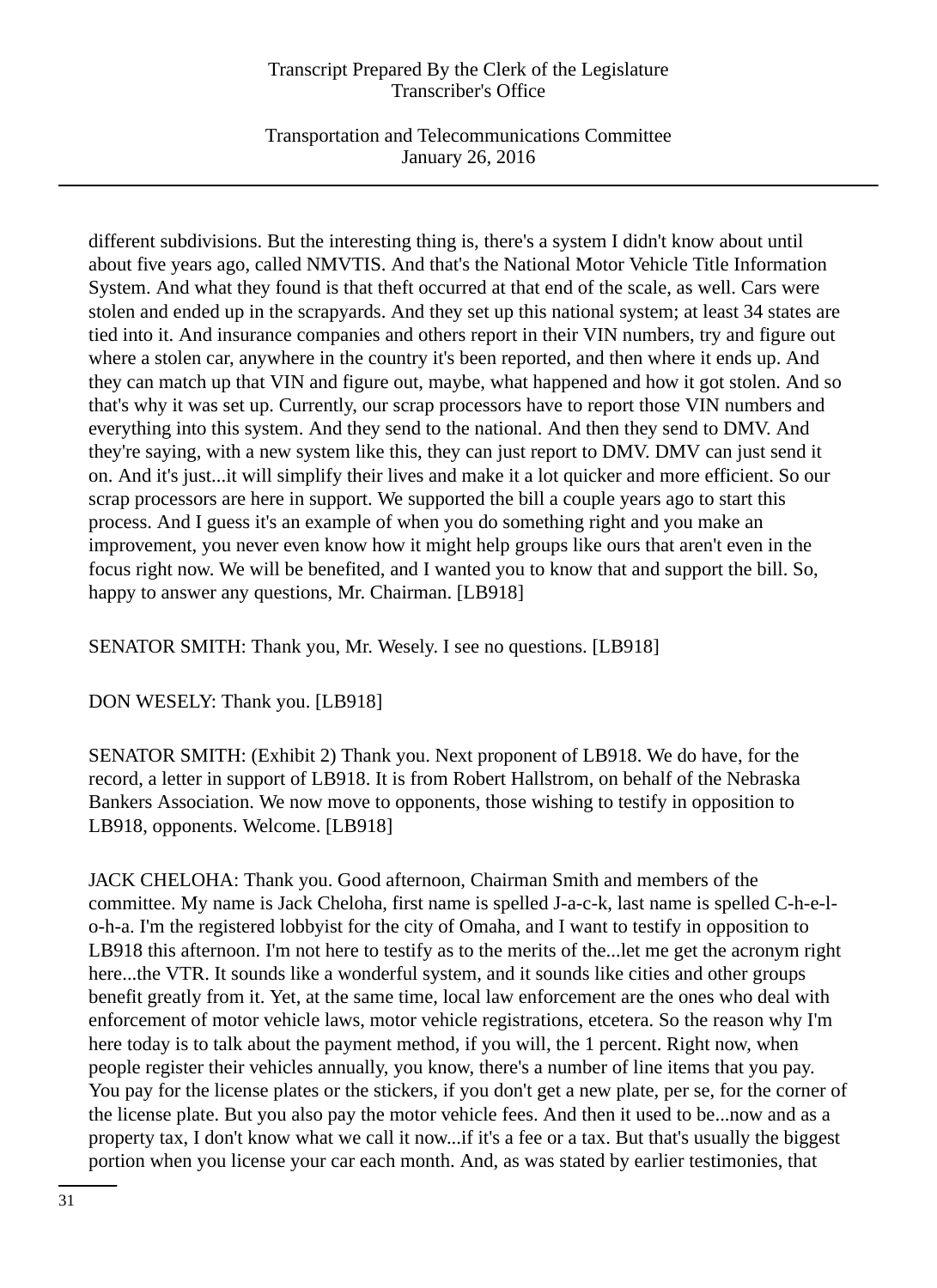different subdivisions. But the interesting thing is, there's a system I didn't know about until about five years ago, called NMVTIS. And that's the National Motor Vehicle Title Information System. And what they found is that theft occurred at that end of the scale, as well. Cars were stolen and ended up in the scrapyards. And they set up this national system; at least 34 states are tied into it. And insurance companies and others report in their VIN numbers, try and figure out where a stolen car, anywhere in the country it's been reported, and then where it ends up. And they can match up that VIN and figure out, maybe, what happened and how it got stolen. And so that's why it was set up. Currently, our scrap processors have to report those VIN numbers and everything into this system. And they send to the national. And then they send to DMV. And they're saying, with a new system like this, they can just report to DMV. DMV can just send it on. And it's just...it will simplify their lives and make it a lot quicker and more efficient. So our scrap processors are here in support. We supported the bill a couple years ago to start this process. And I guess it's an example of when you do something right and you make an improvement, you never even know how it might help groups like ours that aren't even in the focus right now. We will be benefited, and I wanted you to know that and support the bill. So, happy to answer any questions, Mr. Chairman. [LB918]

SENATOR SMITH: Thank you, Mr. Wesely. I see no questions. [LB918]

DON WESELY: Thank you. [LB918]

SENATOR SMITH: (Exhibit 2) Thank you. Next proponent of LB918. We do have, for the record, a letter in support of LB918. It is from Robert Hallstrom, on behalf of the Nebraska Bankers Association. We now move to opponents, those wishing to testify in opposition to LB918, opponents. Welcome. [LB918]

JACK CHELOHA: Thank you. Good afternoon, Chairman Smith and members of the committee. My name is Jack Cheloha, first name is spelled J-a-c-k, last name is spelled C-h-e-l-o-h-a. I'm the registered lobbyist for the city of Omaha, and I want to testify in opposition to LB918 this afternoon. I'm not here to testify as to the merits of the...let me get the acronym right here...the VTR. It sounds like a wonderful system, and it sounds like cities and other groups benefit greatly from it. Yet, at the same time, local law enforcement are the ones who deal with enforcement of motor vehicle laws, motor vehicle registrations, etcetera. So the reason why I'm here today is to talk about the payment method, if you will, the 1 percent. Right now, when people register their vehicles annually, you know, there's a number of line items that you pay. You pay for the license plates or the stickers, if you don't get a new plate, per se, for the corner of the license plate. But you also pay the motor vehicle fees. And then it used to be...now and as a property tax, I don't know what we call it now...if it's a fee or a tax. But that's usually the biggest portion when you license your car each month. And, as was stated by earlier testimonies, that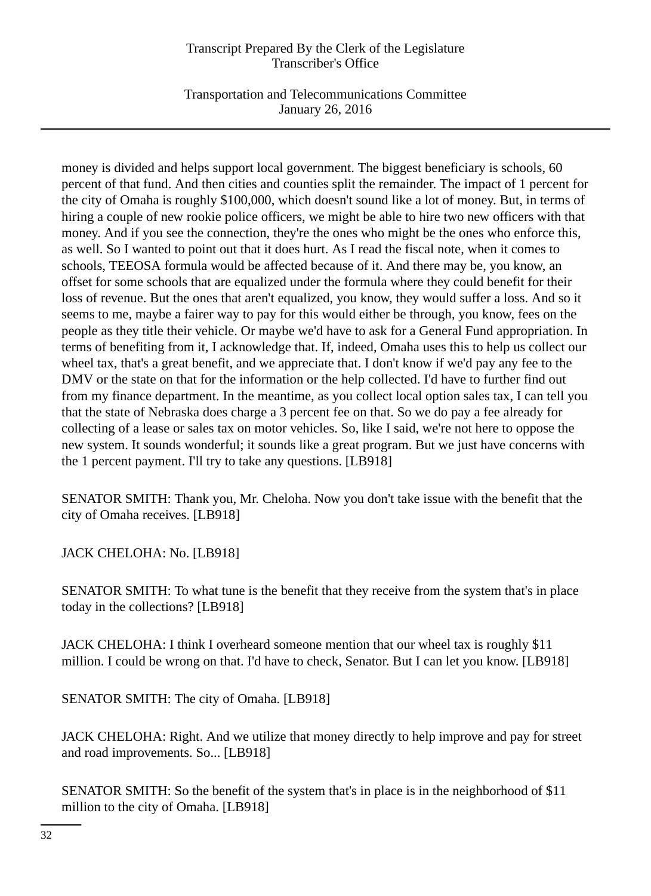money is divided and helps support local government. The biggest beneficiary is schools, 60 percent of that fund. And then cities and counties split the remainder. The impact of 1 percent for the city of Omaha is roughly $100,000, which doesn't sound like a lot of money. But, in terms of hiring a couple of new rookie police officers, we might be able to hire two new officers with that money. And if you see the connection, they're the ones who might be the ones who enforce this, as well. So I wanted to point out that it does hurt. As I read the fiscal note, when it comes to schools, TEEOSA formula would be affected because of it. And there may be, you know, an offset for some schools that are equalized under the formula where they could benefit for their loss of revenue. But the ones that aren't equalized, you know, they would suffer a loss. And so it seems to me, maybe a fairer way to pay for this would either be through, you know, fees on the people as they title their vehicle. Or maybe we'd have to ask for a General Fund appropriation. In terms of benefiting from it, I acknowledge that. If, indeed, Omaha uses this to help us collect our wheel tax, that's a great benefit, and we appreciate that. I don't know if we'd pay any fee to the DMV or the state on that for the information or the help collected. I'd have to further find out from my finance department. In the meantime, as you collect local option sales tax, I can tell you that the state of Nebraska does charge a 3 percent fee on that. So we do pay a fee already for collecting of a lease or sales tax on motor vehicles. So, like I said, we're not here to oppose the new system. It sounds wonderful; it sounds like a great program. But we just have concerns with the 1 percent payment. I'll try to take any questions. [LB918]

SENATOR SMITH: Thank you, Mr. Cheloha. Now you don't take issue with the benefit that the city of Omaha receives. [LB918]

JACK CHELOHA: No. [LB918]

SENATOR SMITH: To what tune is the benefit that they receive from the system that's in place today in the collections? [LB918]

JACK CHELOHA: I think I overheard someone mention that our wheel tax is roughly $11 million. I could be wrong on that. I'd have to check, Senator. But I can let you know. [LB918]

SENATOR SMITH: The city of Omaha. [LB918]

JACK CHELOHA: Right. And we utilize that money directly to help improve and pay for street and road improvements. So... [LB918]

SENATOR SMITH: So the benefit of the system that's in place is in the neighborhood of $11 million to the city of Omaha. [LB918]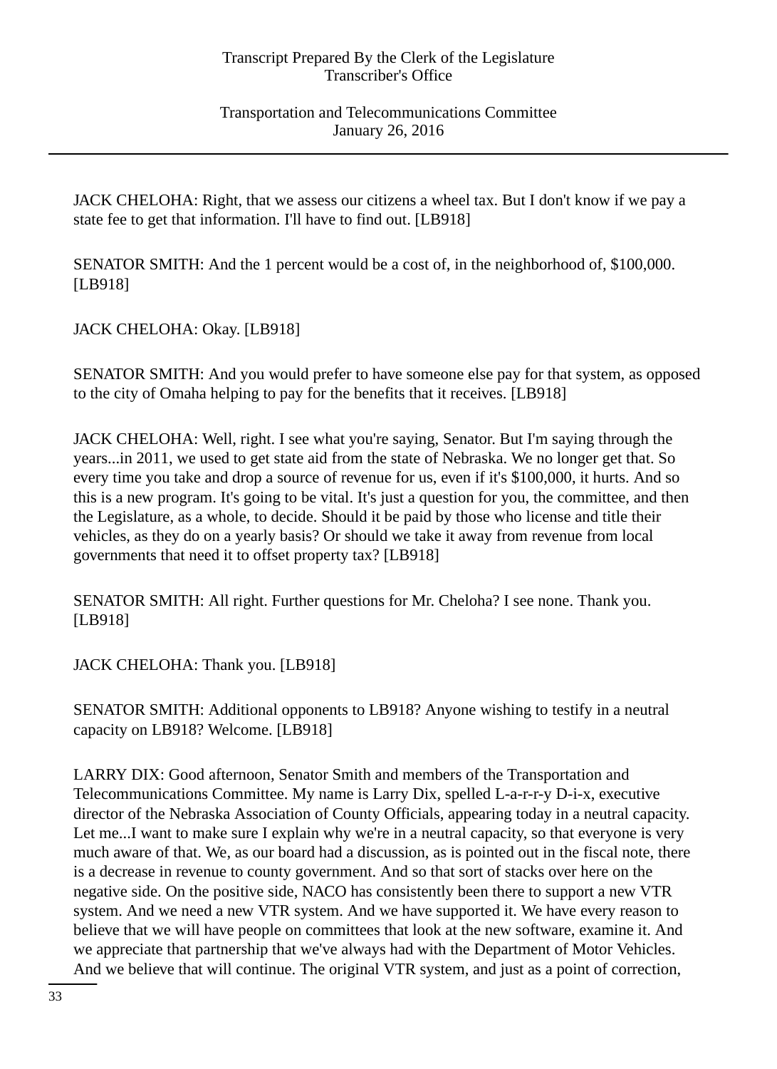JACK CHELOHA: Right, that we assess our citizens a wheel tax. But I don't know if we pay a state fee to get that information. I'll have to find out. [LB918]

SENATOR SMITH: And the 1 percent would be a cost of, in the neighborhood of, $100,000. [LB918]

JACK CHELOHA: Okay. [LB918]

SENATOR SMITH: And you would prefer to have someone else pay for that system, as opposed to the city of Omaha helping to pay for the benefits that it receives. [LB918]

JACK CHELOHA: Well, right. I see what you're saying, Senator. But I'm saying through the years...in 2011, we used to get state aid from the state of Nebraska. We no longer get that. So every time you take and drop a source of revenue for us, even if it's $100,000, it hurts. And so this is a new program. It's going to be vital. It's just a question for you, the committee, and then the Legislature, as a whole, to decide. Should it be paid by those who license and title their vehicles, as they do on a yearly basis? Or should we take it away from revenue from local governments that need it to offset property tax? [LB918]

SENATOR SMITH: All right. Further questions for Mr. Cheloha? I see none. Thank you. [LB918]

JACK CHELOHA: Thank you. [LB918]

SENATOR SMITH: Additional opponents to LB918? Anyone wishing to testify in a neutral capacity on LB918? Welcome. [LB918]

LARRY DIX: Good afternoon, Senator Smith and members of the Transportation and Telecommunications Committee. My name is Larry Dix, spelled L-a-r-r-y D-i-x, executive director of the Nebraska Association of County Officials, appearing today in a neutral capacity. Let me...I want to make sure I explain why we're in a neutral capacity, so that everyone is very much aware of that. We, as our board had a discussion, as is pointed out in the fiscal note, there is a decrease in revenue to county government. And so that sort of stacks over here on the negative side. On the positive side, NACO has consistently been there to support a new VTR system. And we need a new VTR system. And we have supported it. We have every reason to believe that we will have people on committees that look at the new software, examine it. And we appreciate that partnership that we've always had with the Department of Motor Vehicles. And we believe that will continue. The original VTR system, and just as a point of correction,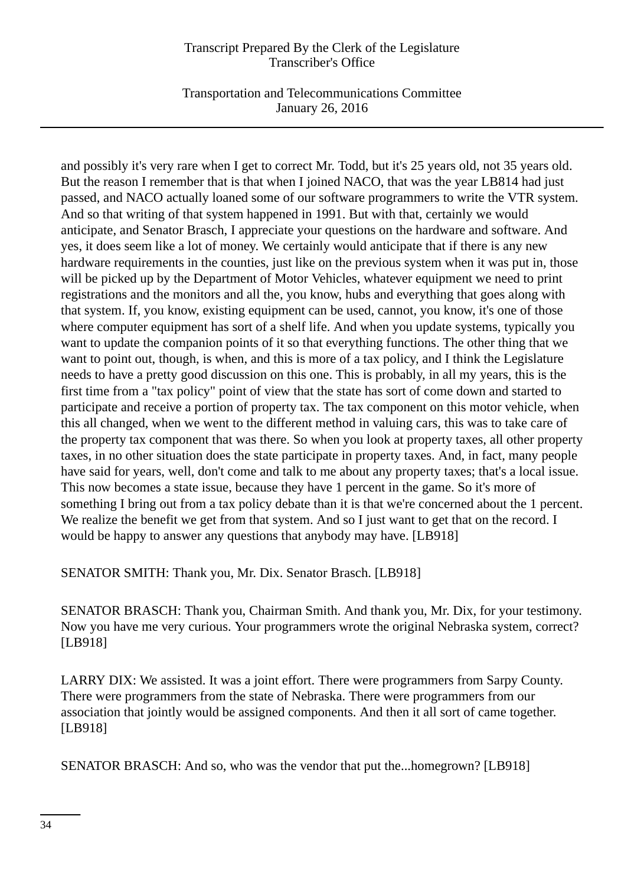and possibly it's very rare when I get to correct Mr. Todd, but it's 25 years old, not 35 years old. But the reason I remember that is that when I joined NACO, that was the year LB814 had just passed, and NACO actually loaned some of our software programmers to write the VTR system. And so that writing of that system happened in 1991. But with that, certainly we would anticipate, and Senator Brasch, I appreciate your questions on the hardware and software. And yes, it does seem like a lot of money. We certainly would anticipate that if there is any new hardware requirements in the counties, just like on the previous system when it was put in, those will be picked up by the Department of Motor Vehicles, whatever equipment we need to print registrations and the monitors and all the, you know, hubs and everything that goes along with that system. If, you know, existing equipment can be used, cannot, you know, it's one of those where computer equipment has sort of a shelf life. And when you update systems, typically you want to update the companion points of it so that everything functions. The other thing that we want to point out, though, is when, and this is more of a tax policy, and I think the Legislature needs to have a pretty good discussion on this one. This is probably, in all my years, this is the first time from a "tax policy" point of view that the state has sort of come down and started to participate and receive a portion of property tax. The tax component on this motor vehicle, when this all changed, when we went to the different method in valuing cars, this was to take care of the property tax component that was there. So when you look at property taxes, all other property taxes, in no other situation does the state participate in property taxes. And, in fact, many people have said for years, well, don't come and talk to me about any property taxes; that's a local issue. This now becomes a state issue, because they have 1 percent in the game. So it's more of something I bring out from a tax policy debate than it is that we're concerned about the 1 percent. We realize the benefit we get from that system. And so I just want to get that on the record. I would be happy to answer any questions that anybody may have. [LB918]

SENATOR SMITH: Thank you, Mr. Dix. Senator Brasch. [LB918]

SENATOR BRASCH: Thank you, Chairman Smith. And thank you, Mr. Dix, for your testimony. Now you have me very curious. Your programmers wrote the original Nebraska system, correct? [LB918]

LARRY DIX: We assisted. It was a joint effort. There were programmers from Sarpy County. There were programmers from the state of Nebraska. There were programmers from our association that jointly would be assigned components. And then it all sort of came together. [LB918]

SENATOR BRASCH: And so, who was the vendor that put the...homegrown? [LB918]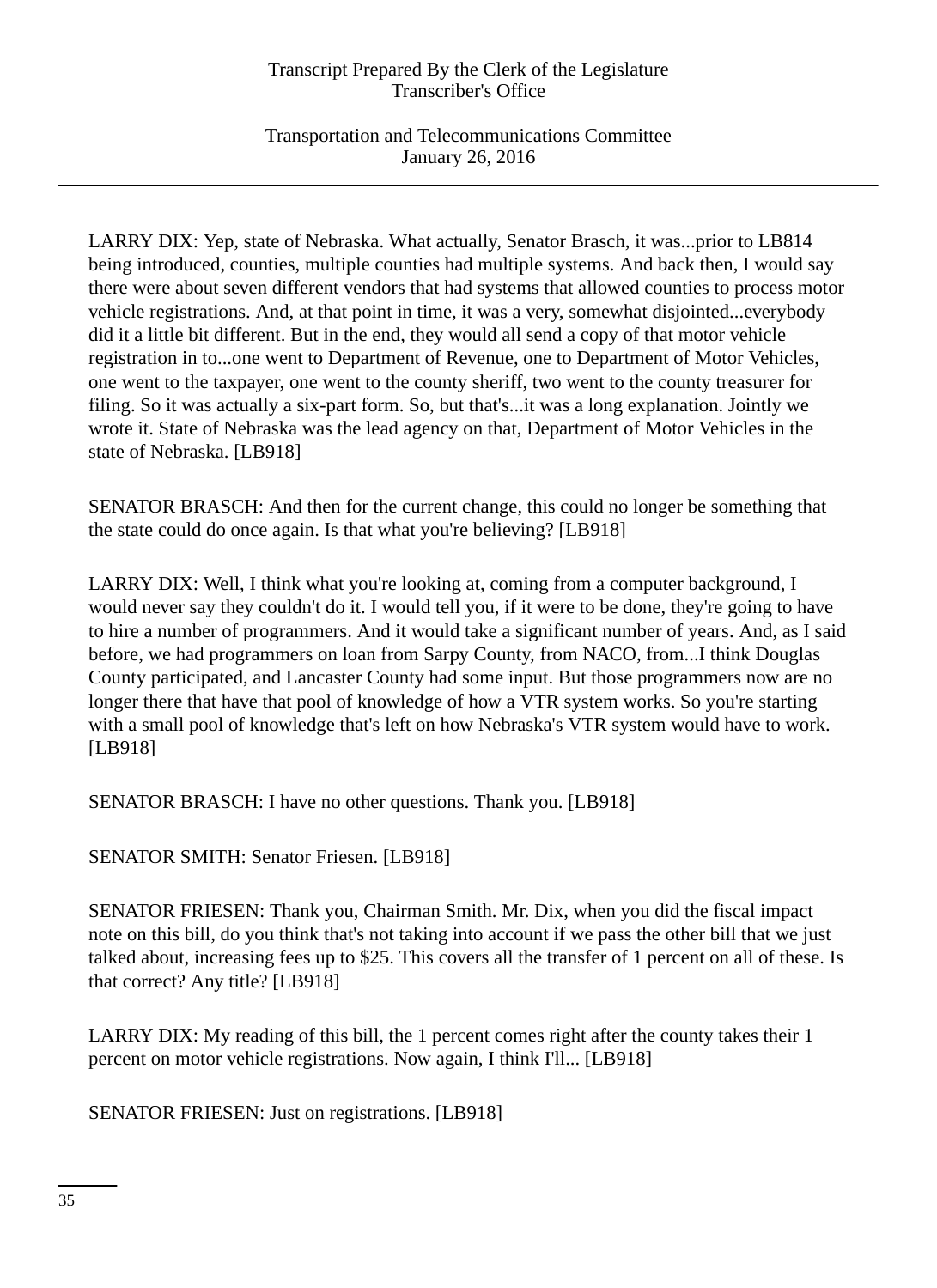LARRY DIX: Yep, state of Nebraska. What actually, Senator Brasch, it was...prior to LB814 being introduced, counties, multiple counties had multiple systems. And back then, I would say there were about seven different vendors that had systems that allowed counties to process motor vehicle registrations. And, at that point in time, it was a very, somewhat disjointed...everybody did it a little bit different. But in the end, they would all send a copy of that motor vehicle registration in to...one went to Department of Revenue, one to Department of Motor Vehicles, one went to the taxpayer, one went to the county sheriff, two went to the county treasurer for filing. So it was actually a six-part form. So, but that's...it was a long explanation. Jointly we wrote it. State of Nebraska was the lead agency on that, Department of Motor Vehicles in the state of Nebraska. [LB918]

SENATOR BRASCH: And then for the current change, this could no longer be something that the state could do once again. Is that what you're believing? [LB918]

LARRY DIX: Well, I think what you're looking at, coming from a computer background, I would never say they couldn't do it. I would tell you, if it were to be done, they're going to have to hire a number of programmers. And it would take a significant number of years. And, as I said before, we had programmers on loan from Sarpy County, from NACO, from...I think Douglas County participated, and Lancaster County had some input. But those programmers now are no longer there that have that pool of knowledge of how a VTR system works. So you're starting with a small pool of knowledge that's left on how Nebraska's VTR system would have to work. [LB918]

SENATOR BRASCH: I have no other questions. Thank you. [LB918]

SENATOR SMITH: Senator Friesen. [LB918]

SENATOR FRIESEN: Thank you, Chairman Smith. Mr. Dix, when you did the fiscal impact note on this bill, do you think that's not taking into account if we pass the other bill that we just talked about, increasing fees up to $25. This covers all the transfer of 1 percent on all of these. Is that correct? Any title? [LB918]

LARRY DIX: My reading of this bill, the 1 percent comes right after the county takes their 1 percent on motor vehicle registrations. Now again, I think I'll... [LB918]

SENATOR FRIESEN: Just on registrations. [LB918]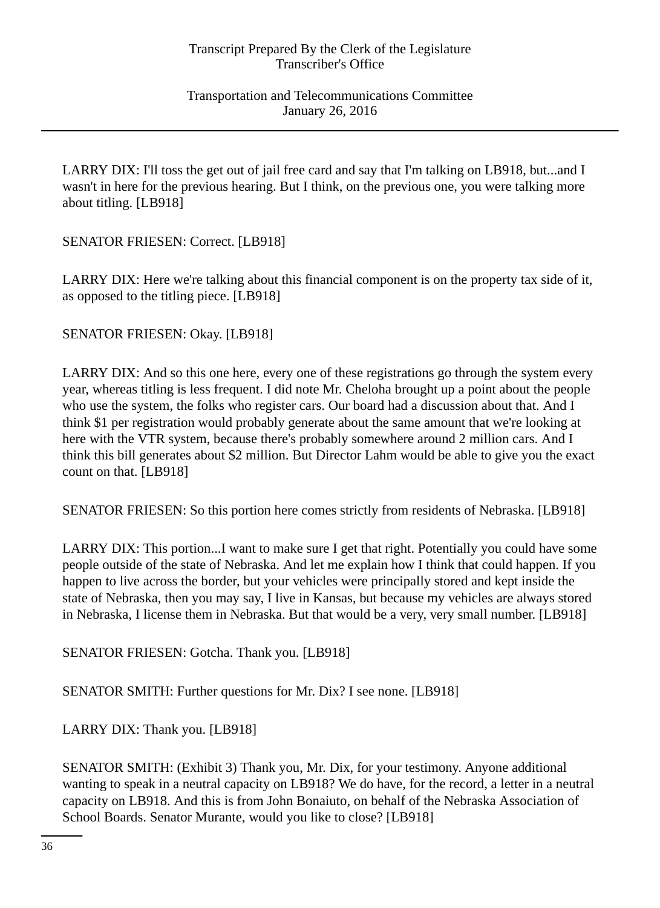LARRY DIX: I'll toss the get out of jail free card and say that I'm talking on LB918, but...and I wasn't in here for the previous hearing. But I think, on the previous one, you were talking more about titling. [LB918]

SENATOR FRIESEN: Correct. [LB918]

LARRY DIX: Here we're talking about this financial component is on the property tax side of it, as opposed to the titling piece. [LB918]

SENATOR FRIESEN: Okay. [LB918]

LARRY DIX: And so this one here, every one of these registrations go through the system every year, whereas titling is less frequent. I did note Mr. Cheloha brought up a point about the people who use the system, the folks who register cars. Our board had a discussion about that. And I think $1 per registration would probably generate about the same amount that we're looking at here with the VTR system, because there's probably somewhere around 2 million cars. And I think this bill generates about $2 million. But Director Lahm would be able to give you the exact count on that. [LB918]

SENATOR FRIESEN: So this portion here comes strictly from residents of Nebraska. [LB918]

LARRY DIX: This portion...I want to make sure I get that right. Potentially you could have some people outside of the state of Nebraska. And let me explain how I think that could happen. If you happen to live across the border, but your vehicles were principally stored and kept inside the state of Nebraska, then you may say, I live in Kansas, but because my vehicles are always stored in Nebraska, I license them in Nebraska. But that would be a very, very small number. [LB918]

SENATOR FRIESEN: Gotcha. Thank you. [LB918]

SENATOR SMITH: Further questions for Mr. Dix? I see none. [LB918]

LARRY DIX: Thank you. [LB918]

SENATOR SMITH: (Exhibit 3) Thank you, Mr. Dix, for your testimony. Anyone additional wanting to speak in a neutral capacity on LB918? We do have, for the record, a letter in a neutral capacity on LB918. And this is from John Bonaiuto, on behalf of the Nebraska Association of School Boards. Senator Murante, would you like to close? [LB918]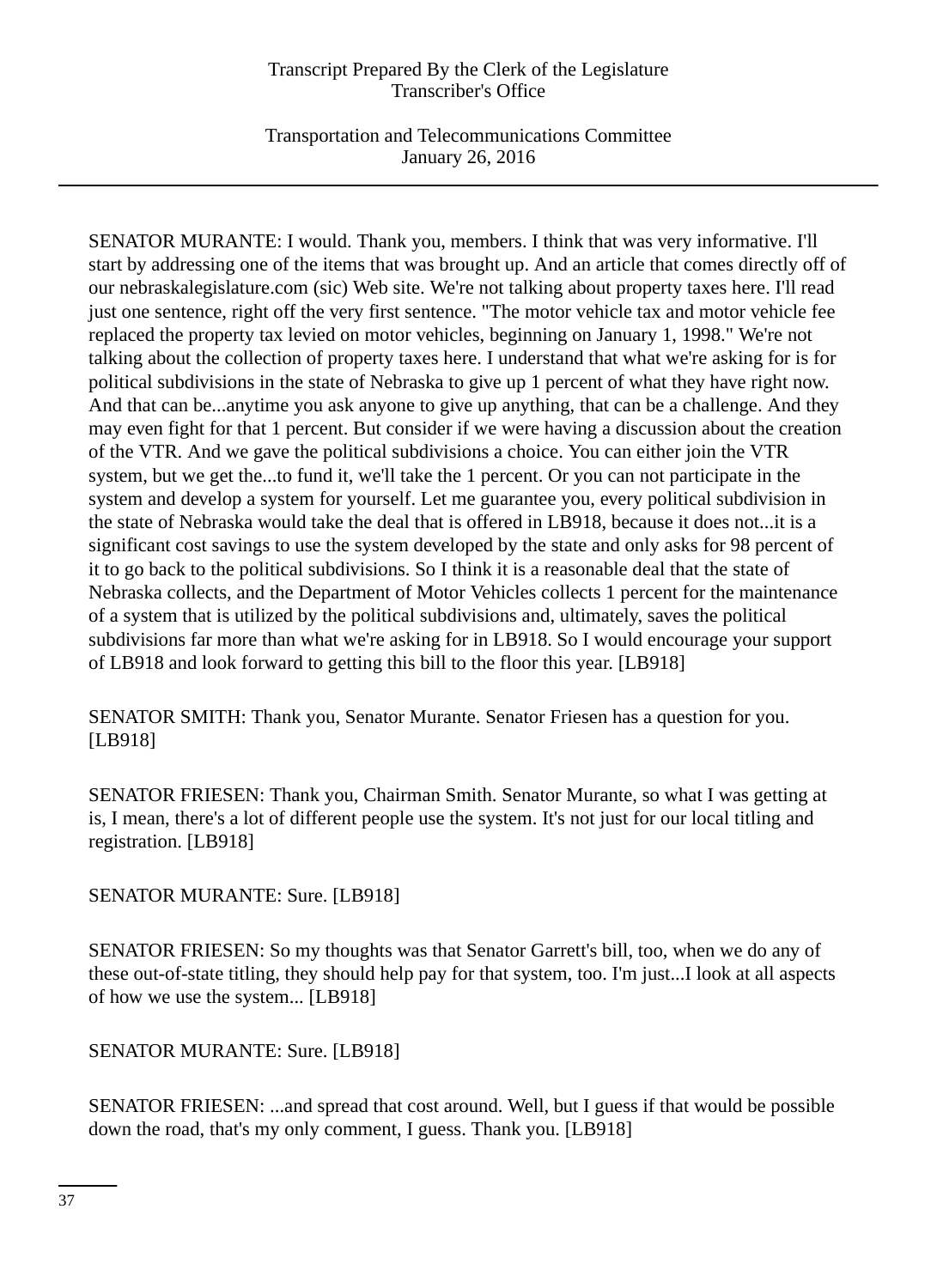SENATOR MURANTE: I would. Thank you, members. I think that was very informative. I'll start by addressing one of the items that was brought up. And an article that comes directly off of our nebraskalegislature.com (sic) Web site. We're not talking about property taxes here. I'll read just one sentence, right off the very first sentence. "The motor vehicle tax and motor vehicle fee replaced the property tax levied on motor vehicles, beginning on January 1, 1998." We're not talking about the collection of property taxes here. I understand that what we're asking for is for political subdivisions in the state of Nebraska to give up 1 percent of what they have right now. And that can be...anytime you ask anyone to give up anything, that can be a challenge. And they may even fight for that 1 percent. But consider if we were having a discussion about the creation of the VTR. And we gave the political subdivisions a choice. You can either join the VTR system, but we get the...to fund it, we'll take the 1 percent. Or you can not participate in the system and develop a system for yourself. Let me guarantee you, every political subdivision in the state of Nebraska would take the deal that is offered in LB918, because it does not...it is a significant cost savings to use the system developed by the state and only asks for 98 percent of it to go back to the political subdivisions. So I think it is a reasonable deal that the state of Nebraska collects, and the Department of Motor Vehicles collects 1 percent for the maintenance of a system that is utilized by the political subdivisions and, ultimately, saves the political subdivisions far more than what we're asking for in LB918. So I would encourage your support of LB918 and look forward to getting this bill to the floor this year. [LB918]

SENATOR SMITH: Thank you, Senator Murante. Senator Friesen has a question for you. [LB918]

SENATOR FRIESEN: Thank you, Chairman Smith. Senator Murante, so what I was getting at is, I mean, there's a lot of different people use the system. It's not just for our local titling and registration. [LB918]

SENATOR MURANTE: Sure. [LB918]

SENATOR FRIESEN: So my thoughts was that Senator Garrett's bill, too, when we do any of these out-of-state titling, they should help pay for that system, too. I'm just...I look at all aspects of how we use the system... [LB918]

SENATOR MURANTE: Sure. [LB918]

SENATOR FRIESEN: ...and spread that cost around. Well, but I guess if that would be possible down the road, that's my only comment, I guess. Thank you. [LB918]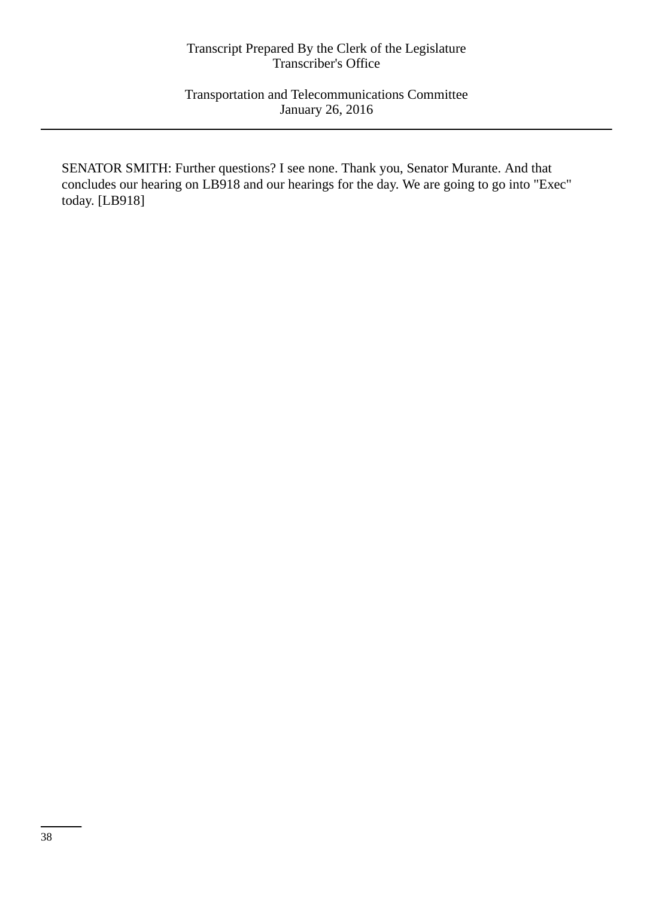SENATOR SMITH: Further questions? I see none. Thank you, Senator Murante. And that concludes our hearing on LB918 and our hearings for the day. We are going to go into "Exec" today. [LB918]